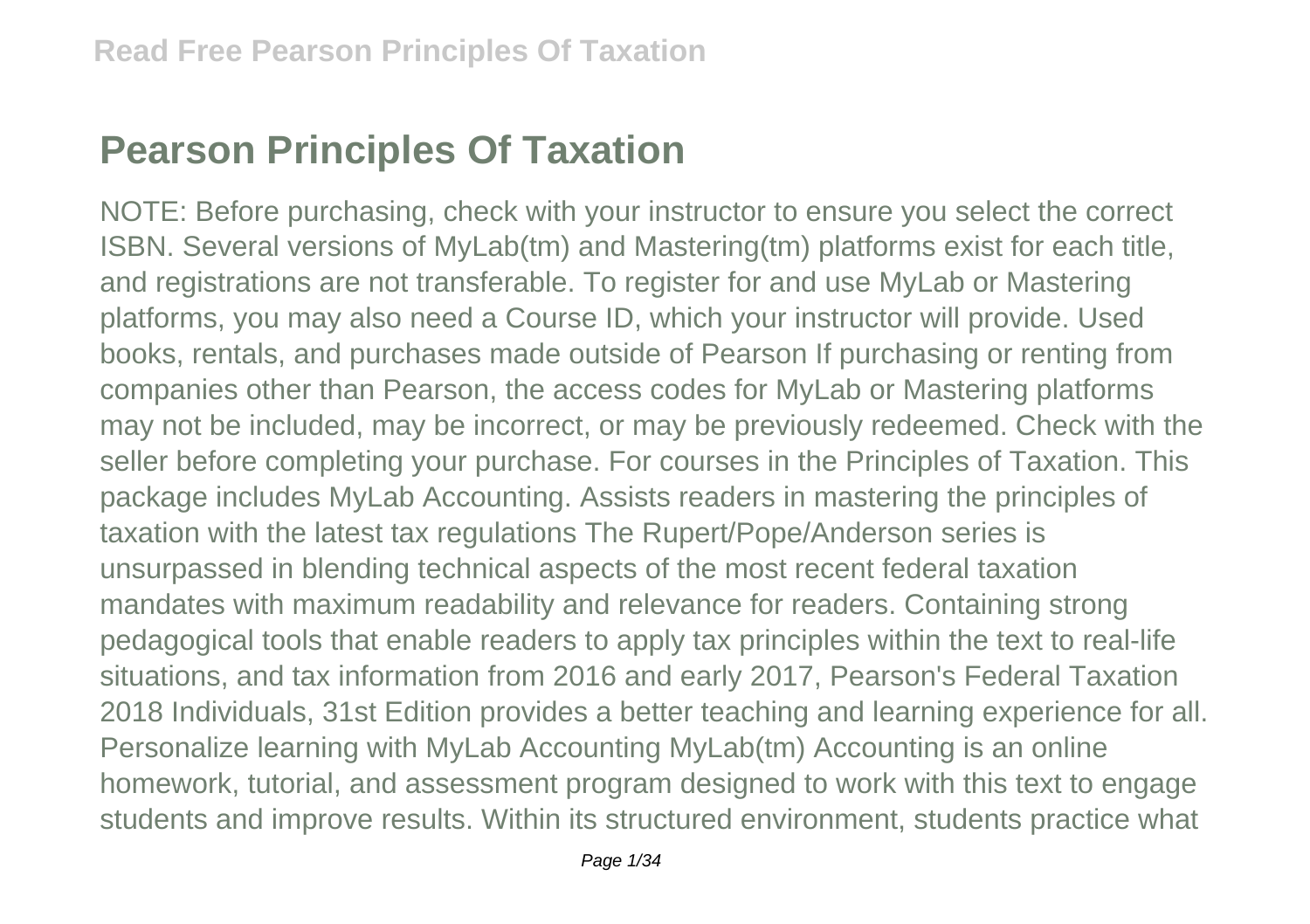# Pearson Principles Of Taxation

NOTE: Before purchasing, check with your instructor to ensure you select the correct ISBN. Several versions of MyLab(tm) and Mastering(tm) platforms exist for each title, and registrations are not transferable. To register for and use MyLab or Mastering platforms, you may also need a Course ID, which your instructor will provide. Used books, rentals, and purchases made outside of Pearson If purchasing or renting from companies other than Pearson, the access codes for MyLab or Mastering platforms may not be included, may be incorrect, or may be previously redeemed. Check with the seller before completing your purchase. For courses in the Principles of Taxation. This package includes MyLab Accounting. Assists readers in mastering the principles of taxation with the latest tax regulations The Rupert/Pope/Anderson series is unsurpassed in blending technical aspects of the most recent federal taxation mandates with maximum readability and relevance for readers. Containing strong pedagogical tools that enable readers to apply tax principles within the text to real-life situations, and tax information from 2016 and early 2017, Pearson's Federal Taxation 2018 Individuals, 31st Edition provides a better teaching and learning experience for all. Personalize learning with MyLab Accounting MyLab(tm) Accounting is an online homework, tutorial, and assessment program designed to work with this text to engage students and improve results. Within its structured environment, students practice what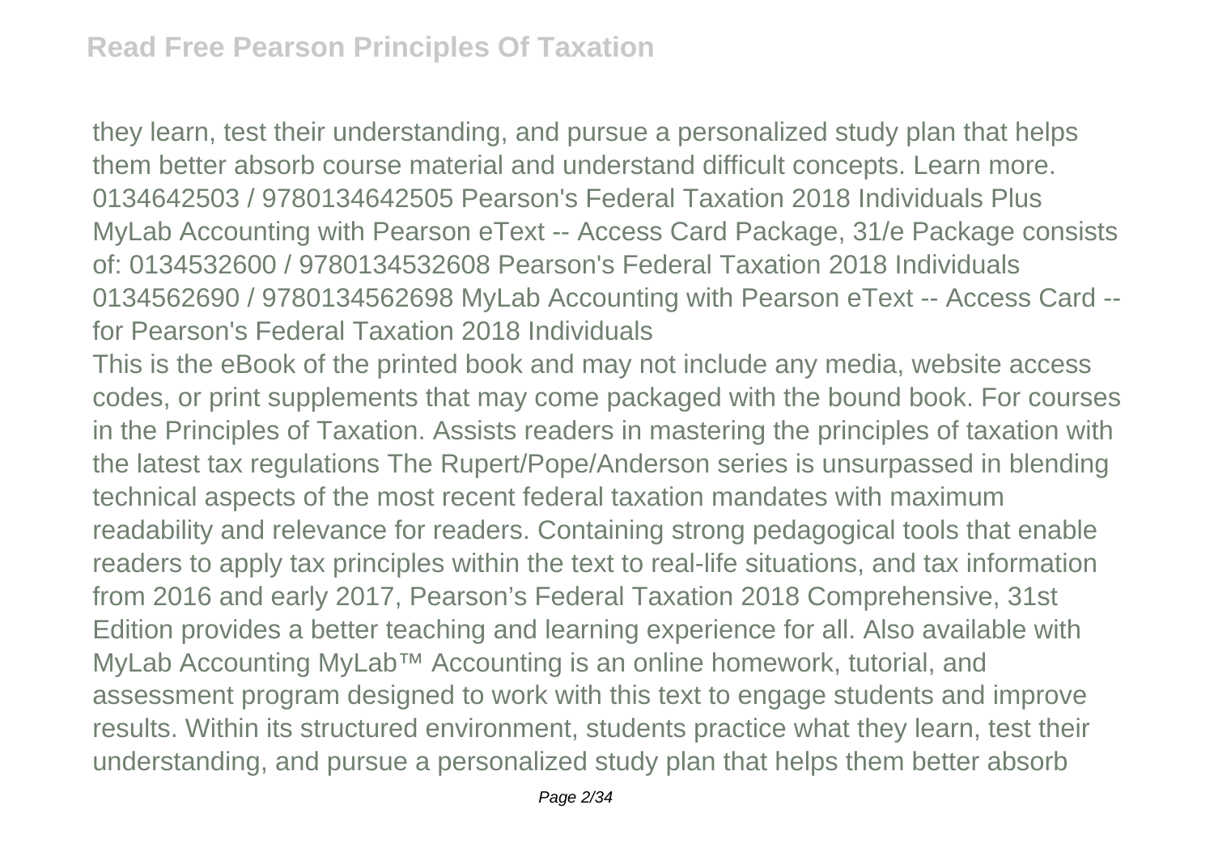they learn, test their understanding, and pursue a personalized study plan that helps them better absorb course material and understand difficult concepts. Learn more. 0134642503 / 9780134642505 Pearson's Federal Taxation 2018 Individuals Plus MyLab Accounting with Pearson eText -- Access Card Package, 31/e Package consists of: 0134532600 / 9780134532608 Pearson's Federal Taxation 2018 Individuals 0134562690 / 9780134562698 MyLab Accounting with Pearson eText -- Access Card -- for Pearson's Federal Taxation 2018 Individuals

This is the eBook of the printed book and may not include any media, website access codes, or print supplements that may come packaged with the bound book. For courses in the Principles of Taxation. Assists readers in mastering the principles of taxation with the latest tax regulations The Rupert/Pope/Anderson series is unsurpassed in blending technical aspects of the most recent federal taxation mandates with maximum readability and relevance for readers. Containing strong pedagogical tools that enable readers to apply tax principles within the text to real-life situations, and tax information from 2016 and early 2017, Pearson's Federal Taxation 2018 Comprehensive, 31st Edition provides a better teaching and learning experience for all. Also available with MyLab Accounting MyLab™ Accounting is an online homework, tutorial, and assessment program designed to work with this text to engage students and improve results. Within its structured environment, students practice what they learn, test their understanding, and pursue a personalized study plan that helps them better absorb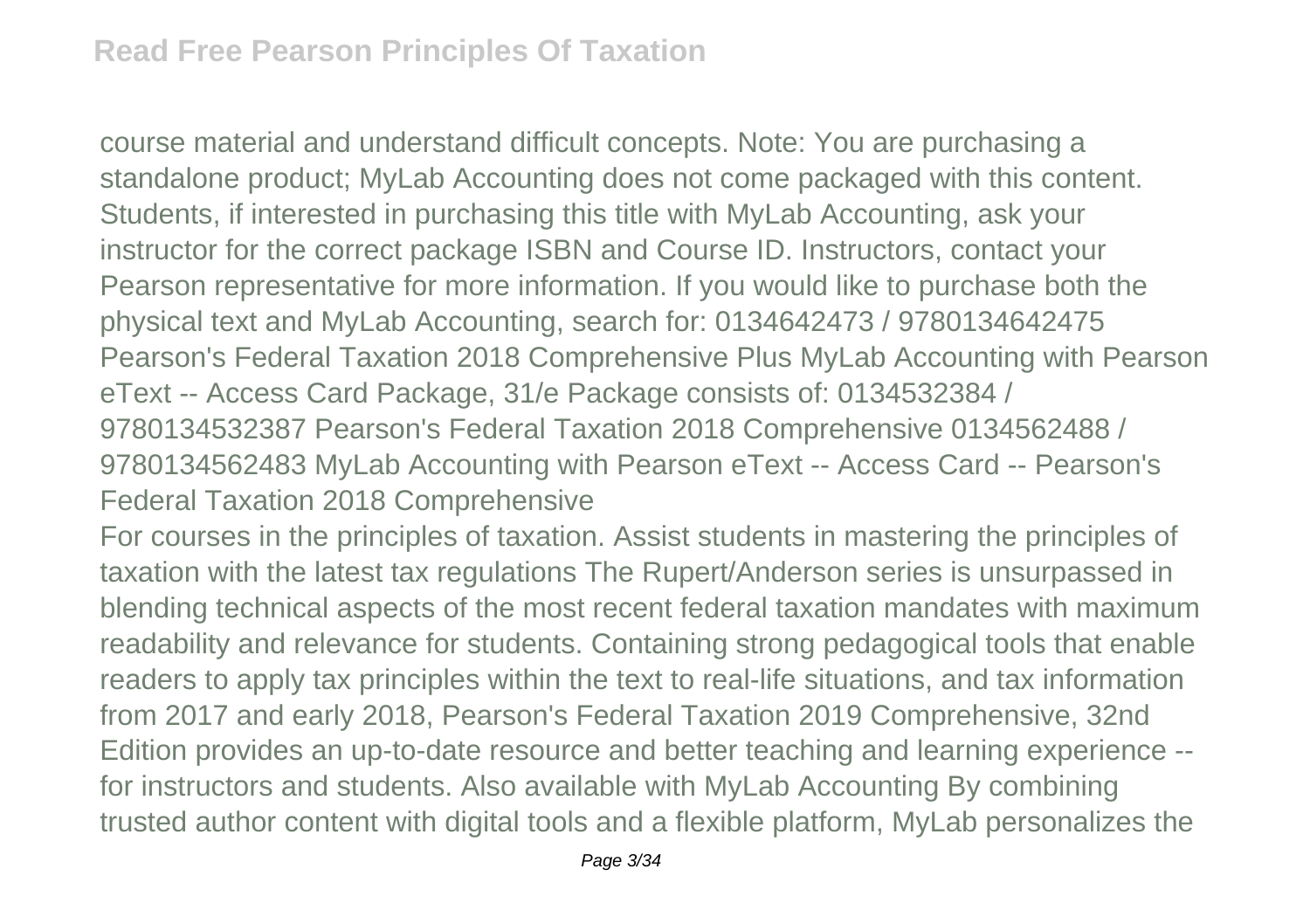course material and understand difficult concepts. Note: You are purchasing a standalone product; MyLab Accounting does not come packaged with this content. Students, if interested in purchasing this title with MyLab Accounting, ask your instructor for the correct package ISBN and Course ID. Instructors, contact your Pearson representative for more information. If you would like to purchase both the physical text and MyLab Accounting, search for: 0134642473 / 9780134642475 Pearson's Federal Taxation 2018 Comprehensive Plus MyLab Accounting with Pearson eText -- Access Card Package, 31/e Package consists of: 0134532384 / 9780134532387 Pearson's Federal Taxation 2018 Comprehensive 0134562488 / 9780134562483 MyLab Accounting with Pearson eText -- Access Card -- Pearson's Federal Taxation 2018 Comprehensive

For courses in the principles of taxation. Assist students in mastering the principles of taxation with the latest tax regulations The Rupert/Anderson series is unsurpassed in blending technical aspects of the most recent federal taxation mandates with maximum readability and relevance for students. Containing strong pedagogical tools that enable readers to apply tax principles within the text to real-life situations, and tax information from 2017 and early 2018, Pearson's Federal Taxation 2019 Comprehensive, 32nd Edition provides an up-to-date resource and better teaching and learning experience -- for instructors and students. Also available with MyLab Accounting By combining trusted author content with digital tools and a flexible platform, MyLab personalizes the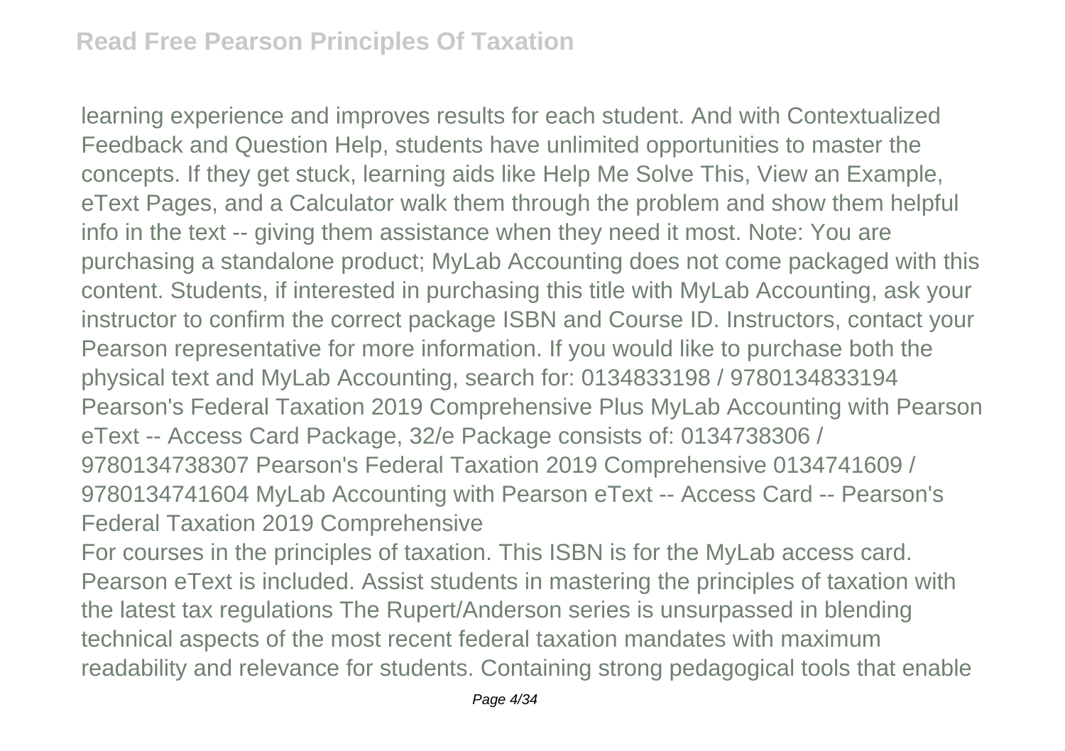learning experience and improves results for each student. And with Contextualized Feedback and Question Help, students have unlimited opportunities to master the concepts. If they get stuck, learning aids like Help Me Solve This, View an Example, eText Pages, and a Calculator walk them through the problem and show them helpful info in the text -- giving them assistance when they need it most. Note: You are purchasing a standalone product; MyLab Accounting does not come packaged with this content. Students, if interested in purchasing this title with MyLab Accounting, ask your instructor to confirm the correct package ISBN and Course ID. Instructors, contact your Pearson representative for more information. If you would like to purchase both the physical text and MyLab Accounting, search for: 0134833198 / 9780134833194 Pearson's Federal Taxation 2019 Comprehensive Plus MyLab Accounting with Pearson eText -- Access Card Package, 32/e Package consists of: 0134738306 / 9780134738307 Pearson's Federal Taxation 2019 Comprehensive 0134741609 / 9780134741604 MyLab Accounting with Pearson eText -- Access Card -- Pearson's Federal Taxation 2019 Comprehensive

For courses in the principles of taxation. This ISBN is for the MyLab access card. Pearson eText is included. Assist students in mastering the principles of taxation with the latest tax regulations The Rupert/Anderson series is unsurpassed in blending technical aspects of the most recent federal taxation mandates with maximum readability and relevance for students. Containing strong pedagogical tools that enable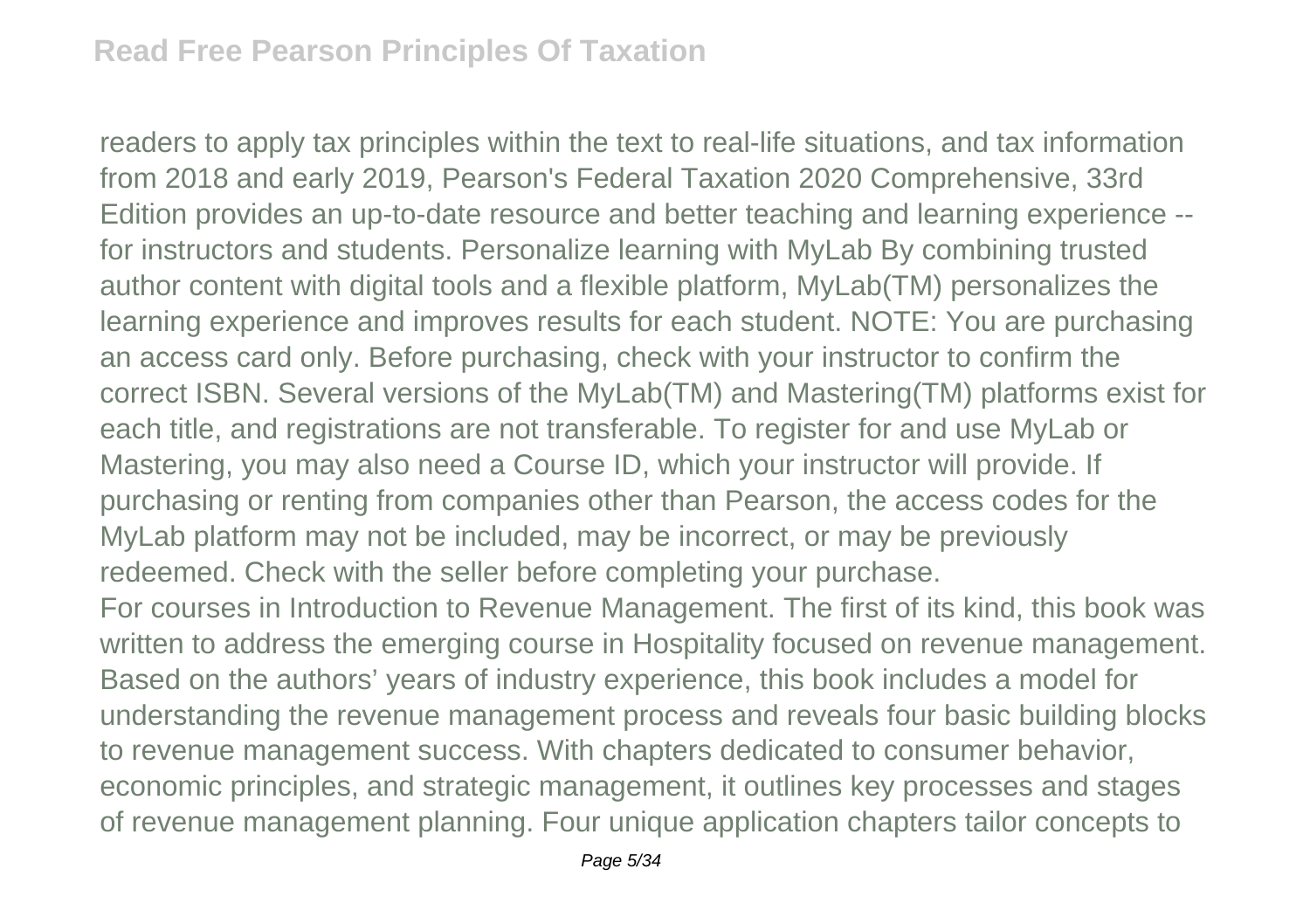readers to apply tax principles within the text to real-life situations, and tax information from 2018 and early 2019, Pearson's Federal Taxation 2020 Comprehensive, 33rd Edition provides an up-to-date resource and better teaching and learning experience -- for instructors and students. Personalize learning with MyLab By combining trusted author content with digital tools and a flexible platform, MyLab(TM) personalizes the learning experience and improves results for each student. NOTE: You are purchasing an access card only. Before purchasing, check with your instructor to confirm the correct ISBN. Several versions of the MyLab(TM) and Mastering(TM) platforms exist for each title, and registrations are not transferable. To register for and use MyLab or Mastering, you may also need a Course ID, which your instructor will provide. If purchasing or renting from companies other than Pearson, the access codes for the MyLab platform may not be included, may be incorrect, or may be previously redeemed. Check with the seller before completing your purchase.

For courses in Introduction to Revenue Management. The first of its kind, this book was written to address the emerging course in Hospitality focused on revenue management. Based on the authors' years of industry experience, this book includes a model for understanding the revenue management process and reveals four basic building blocks to revenue management success. With chapters dedicated to consumer behavior, economic principles, and strategic management, it outlines key processes and stages of revenue management planning. Four unique application chapters tailor concepts to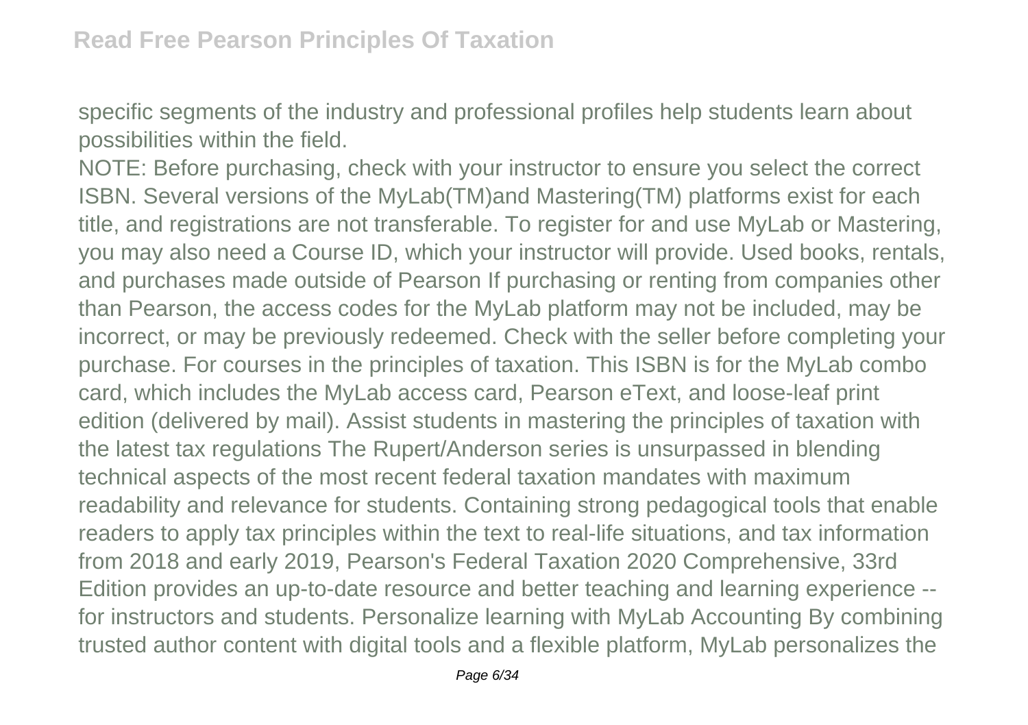specific segments of the industry and professional profiles help students learn about possibilities within the field.

NOTE: Before purchasing, check with your instructor to ensure you select the correct ISBN. Several versions of the MyLab(TM)and Mastering(TM) platforms exist for each title, and registrations are not transferable. To register for and use MyLab or Mastering, you may also need a Course ID, which your instructor will provide. Used books, rentals, and purchases made outside of Pearson If purchasing or renting from companies other than Pearson, the access codes for the MyLab platform may not be included, may be incorrect, or may be previously redeemed. Check with the seller before completing your purchase. For courses in the principles of taxation. This ISBN is for the MyLab combo card, which includes the MyLab access card, Pearson eText, and loose-leaf print edition (delivered by mail). Assist students in mastering the principles of taxation with the latest tax regulations The Rupert/Anderson series is unsurpassed in blending technical aspects of the most recent federal taxation mandates with maximum readability and relevance for students. Containing strong pedagogical tools that enable readers to apply tax principles within the text to real-life situations, and tax information from 2018 and early 2019, Pearson's Federal Taxation 2020 Comprehensive, 33rd Edition provides an up-to-date resource and better teaching and learning experience -- for instructors and students. Personalize learning with MyLab Accounting By combining trusted author content with digital tools and a flexible platform, MyLab personalizes the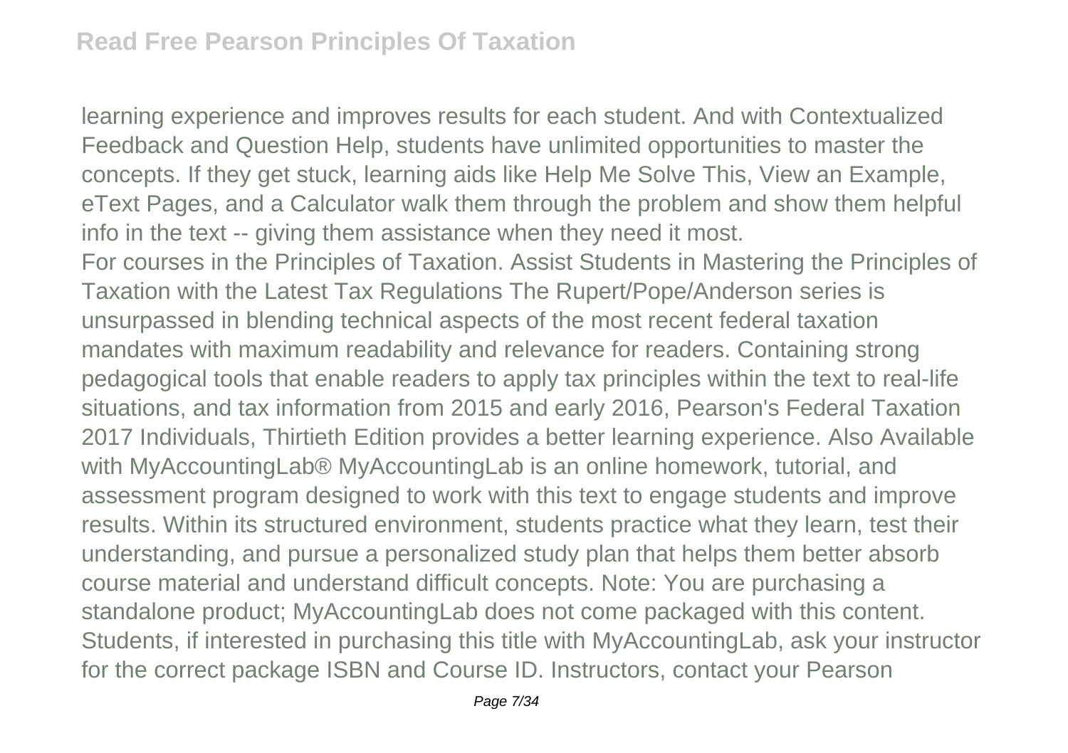learning experience and improves results for each student. And with Contextualized Feedback and Question Help, students have unlimited opportunities to master the concepts. If they get stuck, learning aids like Help Me Solve This, View an Example, eText Pages, and a Calculator walk them through the problem and show them helpful info in the text -- giving them assistance when they need it most.

For courses in the Principles of Taxation. Assist Students in Mastering the Principles of Taxation with the Latest Tax Regulations The Rupert/Pope/Anderson series is unsurpassed in blending technical aspects of the most recent federal taxation mandates with maximum readability and relevance for readers. Containing strong pedagogical tools that enable readers to apply tax principles within the text to real-life situations, and tax information from 2015 and early 2016, Pearson's Federal Taxation 2017 Individuals, Thirtieth Edition provides a better learning experience. Also Available with MyAccountingLab® MyAccountingLab is an online homework, tutorial, and assessment program designed to work with this text to engage students and improve results. Within its structured environment, students practice what they learn, test their understanding, and pursue a personalized study plan that helps them better absorb course material and understand difficult concepts. Note: You are purchasing a standalone product; MyAccountingLab does not come packaged with this content. Students, if interested in purchasing this title with MyAccountingLab, ask your instructor for the correct package ISBN and Course ID. Instructors, contact your Pearson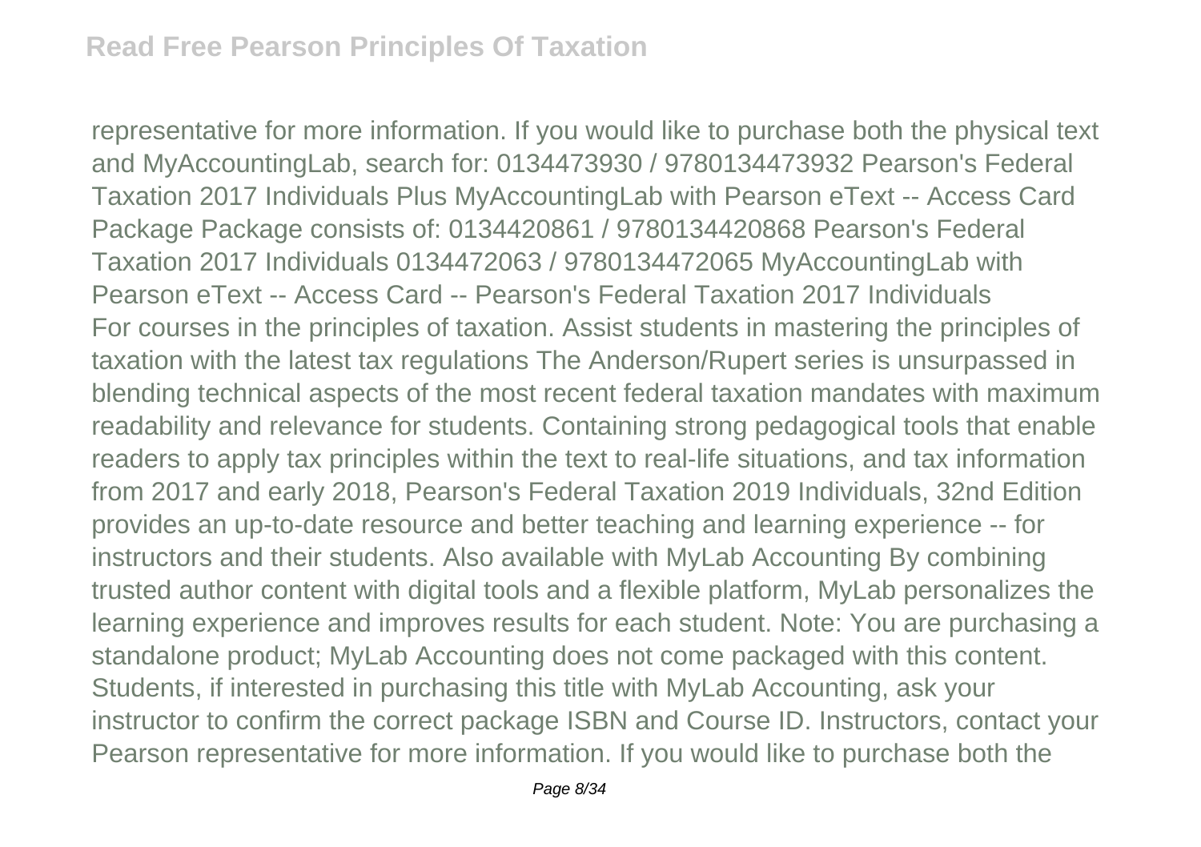representative for more information. If you would like to purchase both the physical text and MyAccountingLab, search for: 0134473930 / 9780134473932 Pearson's Federal Taxation 2017 Individuals Plus MyAccountingLab with Pearson eText -- Access Card Package Package consists of: 0134420861 / 9780134420868 Pearson's Federal Taxation 2017 Individuals 0134472063 / 9780134472065 MyAccountingLab with Pearson eText -- Access Card -- Pearson's Federal Taxation 2017 Individuals

For courses in the principles of taxation. Assist students in mastering the principles of taxation with the latest tax regulations The Anderson/Rupert series is unsurpassed in blending technical aspects of the most recent federal taxation mandates with maximum readability and relevance for students. Containing strong pedagogical tools that enable readers to apply tax principles within the text to real-life situations, and tax information from 2017 and early 2018, Pearson's Federal Taxation 2019 Individuals, 32nd Edition provides an up-to-date resource and better teaching and learning experience -- for instructors and their students. Also available with MyLab Accounting By combining trusted author content with digital tools and a flexible platform, MyLab personalizes the learning experience and improves results for each student. Note: You are purchasing a standalone product; MyLab Accounting does not come packaged with this content. Students, if interested in purchasing this title with MyLab Accounting, ask your instructor to confirm the correct package ISBN and Course ID. Instructors, contact your Pearson representative for more information. If you would like to purchase both the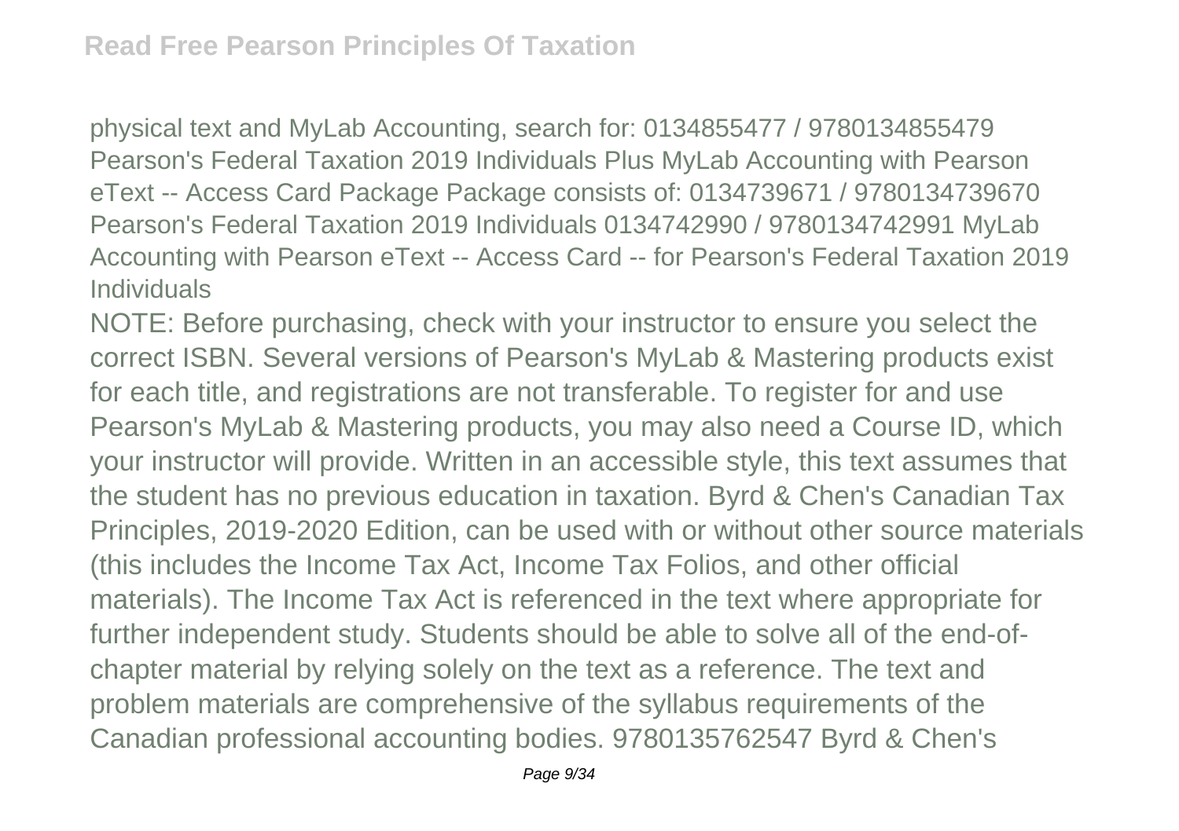physical text and MyLab Accounting, search for: 0134855477 / 9780134855479 Pearson's Federal Taxation 2019 Individuals Plus MyLab Accounting with Pearson eText -- Access Card Package Package consists of: 0134739671 / 9780134739670 Pearson's Federal Taxation 2019 Individuals 0134742990 / 9780134742991 MyLab Accounting with Pearson eText -- Access Card -- for Pearson's Federal Taxation 2019 Individuals

NOTE: Before purchasing, check with your instructor to ensure you select the correct ISBN. Several versions of Pearson's MyLab & Mastering products exist for each title, and registrations are not transferable. To register for and use Pearson's MyLab & Mastering products, you may also need a Course ID, which your instructor will provide. Written in an accessible style, this text assumes that the student has no previous education in taxation. Byrd & Chen's Canadian Tax Principles, 2019-2020 Edition, can be used with or without other source materials (this includes the Income Tax Act, Income Tax Folios, and other official materials). The Income Tax Act is referenced in the text where appropriate for further independent study. Students should be able to solve all of the end-of-chapter material by relying solely on the text as a reference. The text and problem materials are comprehensive of the syllabus requirements of the Canadian professional accounting bodies. 9780135762547 Byrd & Chen's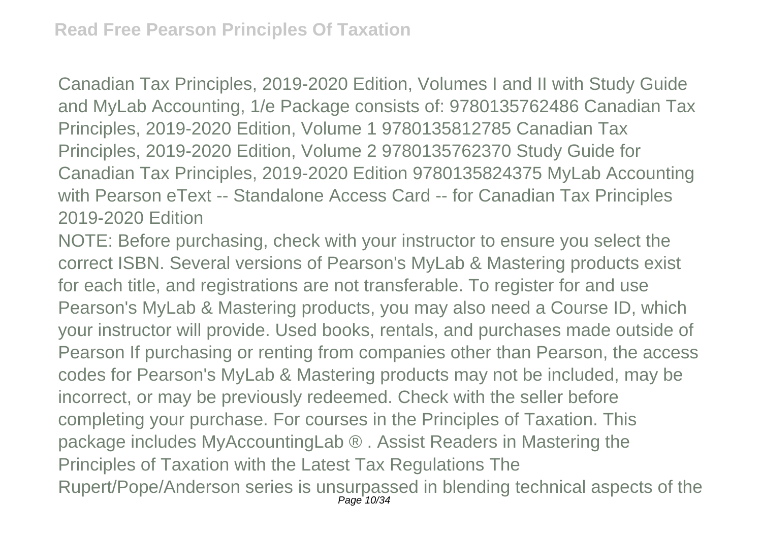Canadian Tax Principles, 2019-2020 Edition, Volumes I and II with Study Guide and MyLab Accounting, 1/e Package consists of: 9780135762486 Canadian Tax Principles, 2019-2020 Edition, Volume 1 9780135812785 Canadian Tax Principles, 2019-2020 Edition, Volume 2 9780135762370 Study Guide for Canadian Tax Principles, 2019-2020 Edition 9780135824375 MyLab Accounting with Pearson eText -- Standalone Access Card -- for Canadian Tax Principles 2019-2020 Edition

NOTE: Before purchasing, check with your instructor to ensure you select the correct ISBN. Several versions of Pearson's MyLab & Mastering products exist for each title, and registrations are not transferable. To register for and use Pearson's MyLab & Mastering products, you may also need a Course ID, which your instructor will provide. Used books, rentals, and purchases made outside of Pearson If purchasing or renting from companies other than Pearson, the access codes for Pearson's MyLab & Mastering products may not be included, may be incorrect, or may be previously redeemed. Check with the seller before completing your purchase. For courses in the Principles of Taxation. This package includes MyAccountingLab ® . Assist Readers in Mastering the Principles of Taxation with the Latest Tax Regulations The Rupert/Pope/Anderson series is unsurpassed in blending technical aspects of the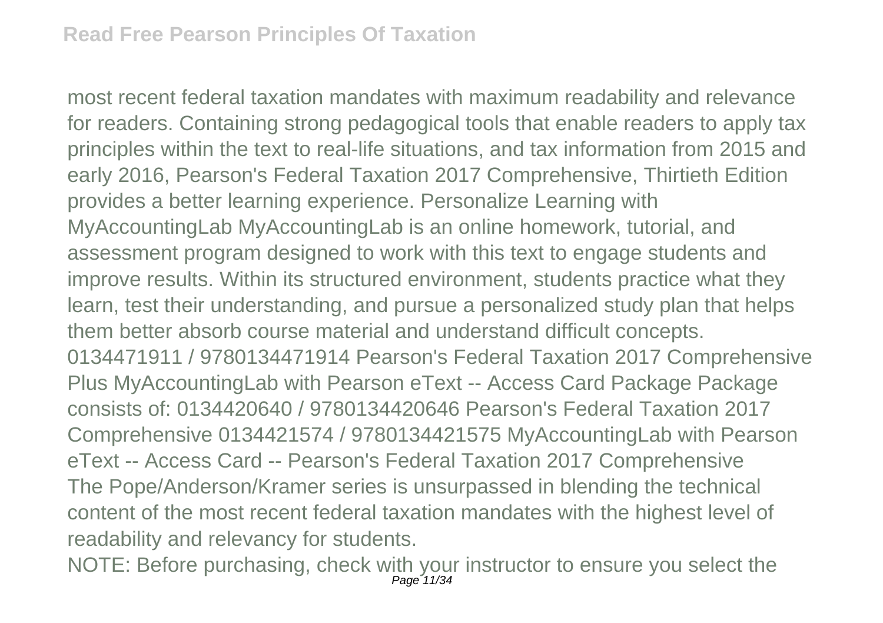most recent federal taxation mandates with maximum readability and relevance for readers. Containing strong pedagogical tools that enable readers to apply tax principles within the text to real-life situations, and tax information from 2015 and early 2016, Pearson's Federal Taxation 2017 Comprehensive, Thirtieth Edition provides a better learning experience. Personalize Learning with MyAccountingLab MyAccountingLab is an online homework, tutorial, and assessment program designed to work with this text to engage students and improve results. Within its structured environment, students practice what they learn, test their understanding, and pursue a personalized study plan that helps them better absorb course material and understand difficult concepts. 0134471911 / 9780134471914 Pearson's Federal Taxation 2017 Comprehensive Plus MyAccountingLab with Pearson eText -- Access Card Package Package consists of: 0134420640 / 9780134420646 Pearson's Federal Taxation 2017 Comprehensive 0134421574 / 9780134421575 MyAccountingLab with Pearson eText -- Access Card -- Pearson's Federal Taxation 2017 Comprehensive

The Pope/Anderson/Kramer series is unsurpassed in blending the technical content of the most recent federal taxation mandates with the highest level of readability and relevancy for students.

NOTE: Before purchasing, check with your instructor to ensure you select the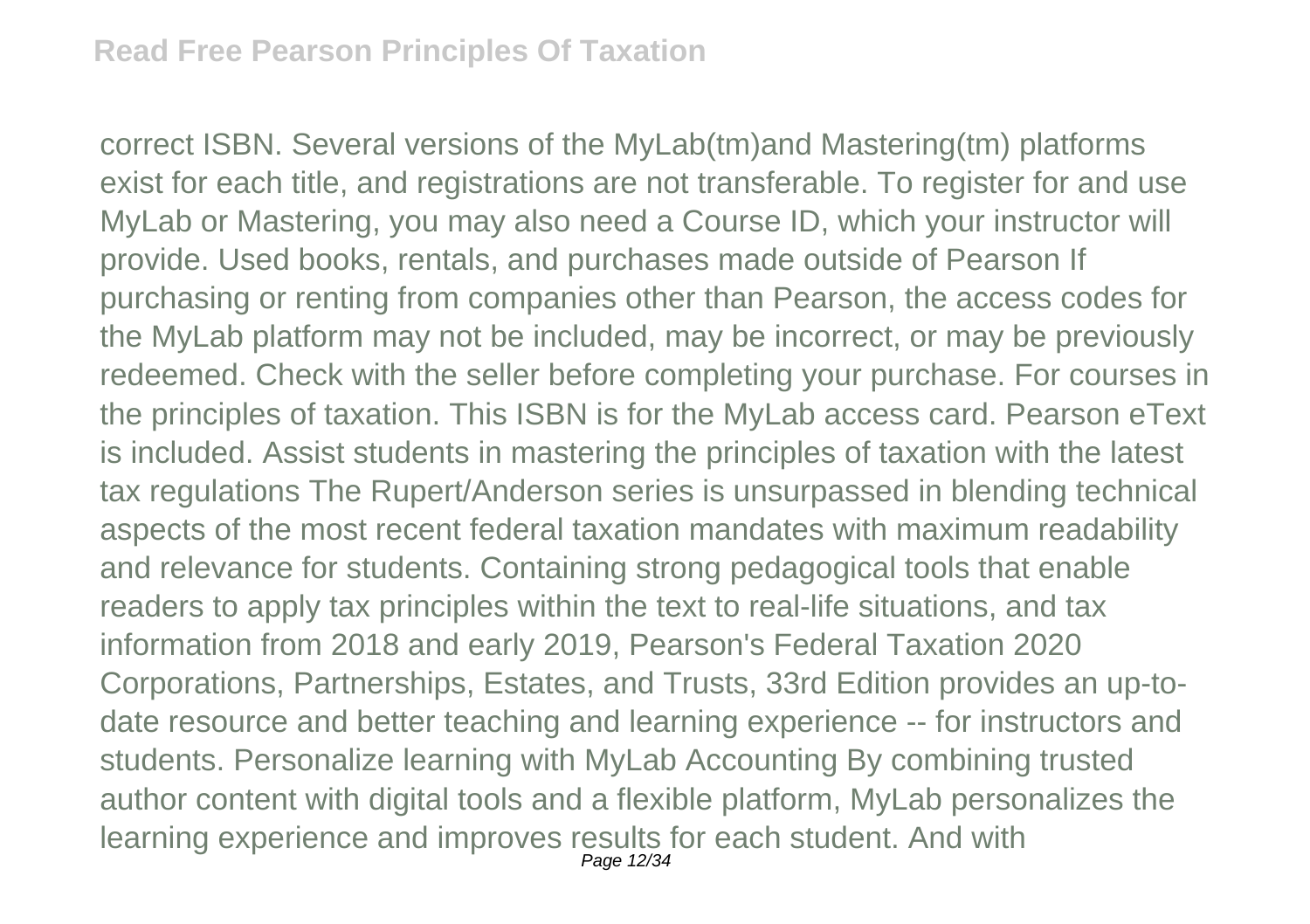correct ISBN. Several versions of the MyLab(tm)and Mastering(tm) platforms exist for each title, and registrations are not transferable. To register for and use MyLab or Mastering, you may also need a Course ID, which your instructor will provide. Used books, rentals, and purchases made outside of Pearson If purchasing or renting from companies other than Pearson, the access codes for the MyLab platform may not be included, may be incorrect, or may be previously redeemed. Check with the seller before completing your purchase. For courses in the principles of taxation. This ISBN is for the MyLab access card. Pearson eText is included. Assist students in mastering the principles of taxation with the latest tax regulations The Rupert/Anderson series is unsurpassed in blending technical aspects of the most recent federal taxation mandates with maximum readability and relevance for students. Containing strong pedagogical tools that enable readers to apply tax principles within the text to real-life situations, and tax information from 2018 and early 2019, Pearson's Federal Taxation 2020 Corporations, Partnerships, Estates, and Trusts, 33rd Edition provides an up-to-date resource and better teaching and learning experience -- for instructors and students. Personalize learning with MyLab Accounting By combining trusted author content with digital tools and a flexible platform, MyLab personalizes the learning experience and improves results for each student. And with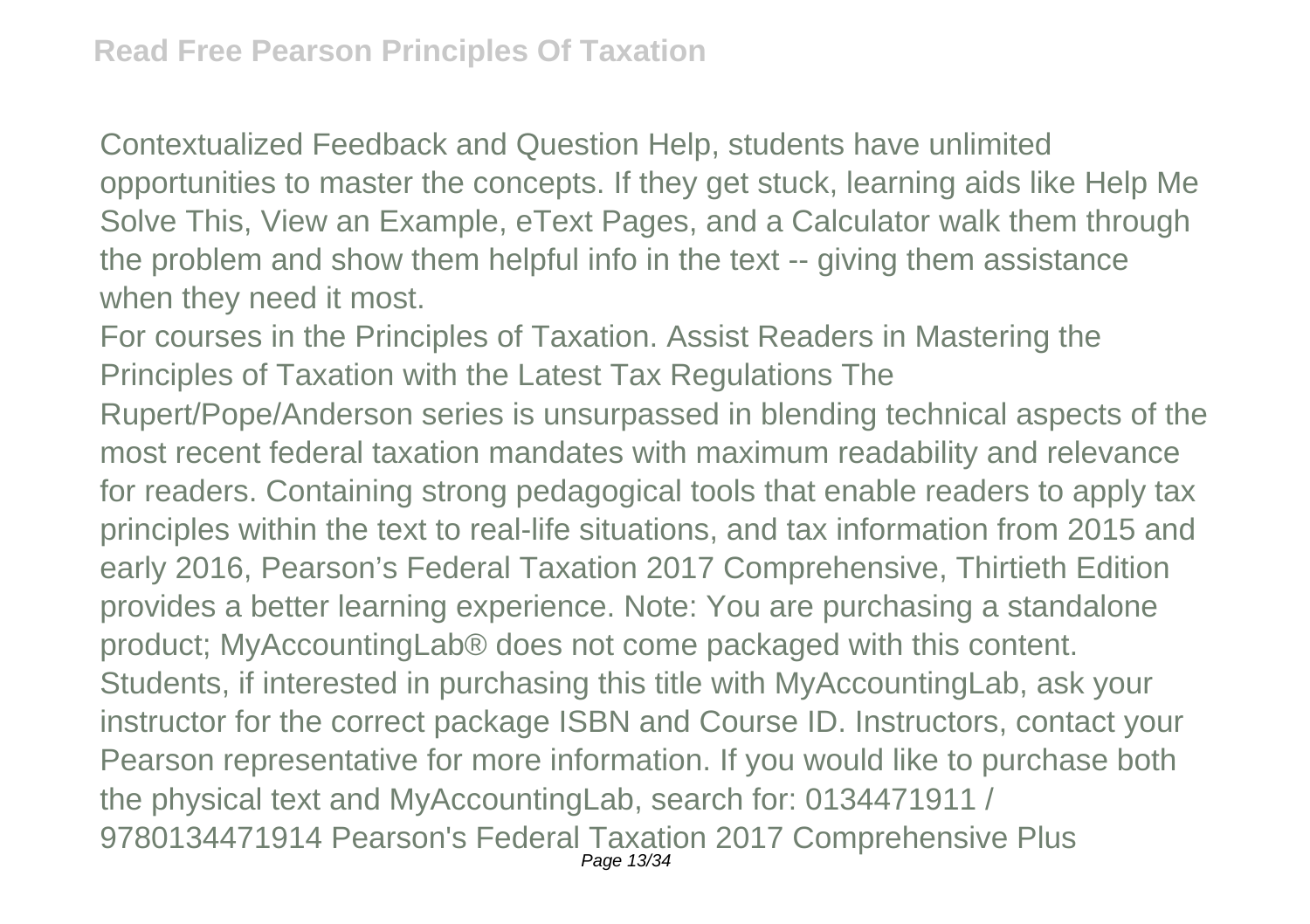Contextualized Feedback and Question Help, students have unlimited opportunities to master the concepts. If they get stuck, learning aids like Help Me Solve This, View an Example, eText Pages, and a Calculator walk them through the problem and show them helpful info in the text -- giving them assistance when they need it most.

For courses in the Principles of Taxation. Assist Readers in Mastering the Principles of Taxation with the Latest Tax Regulations The Rupert/Pope/Anderson series is unsurpassed in blending technical aspects of the most recent federal taxation mandates with maximum readability and relevance for readers. Containing strong pedagogical tools that enable readers to apply tax principles within the text to real-life situations, and tax information from 2015 and early 2016, Pearson's Federal Taxation 2017 Comprehensive, Thirtieth Edition provides a better learning experience. Note: You are purchasing a standalone product; MyAccountingLab® does not come packaged with this content. Students, if interested in purchasing this title with MyAccountingLab, ask your instructor for the correct package ISBN and Course ID. Instructors, contact your Pearson representative for more information. If you would like to purchase both the physical text and MyAccountingLab, search for: 0134471911 / 9780134471914 Pearson's Federal Taxation 2017 Comprehensive Plus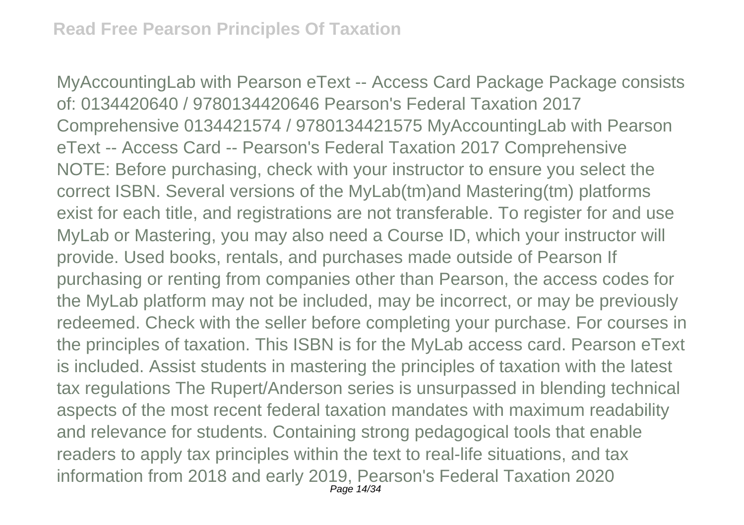MyAccountingLab with Pearson eText -- Access Card Package Package consists of: 0134420640 / 9780134420646 Pearson's Federal Taxation 2017 Comprehensive 0134421574 / 9780134421575 MyAccountingLab with Pearson eText -- Access Card -- Pearson's Federal Taxation 2017 Comprehensive NOTE: Before purchasing, check with your instructor to ensure you select the correct ISBN. Several versions of the MyLab(tm)and Mastering(tm) platforms exist for each title, and registrations are not transferable. To register for and use MyLab or Mastering, you may also need a Course ID, which your instructor will provide. Used books, rentals, and purchases made outside of Pearson If purchasing or renting from companies other than Pearson, the access codes for the MyLab platform may not be included, may be incorrect, or may be previously redeemed. Check with the seller before completing your purchase. For courses in the principles of taxation. This ISBN is for the MyLab access card. Pearson eText is included. Assist students in mastering the principles of taxation with the latest tax regulations The Rupert/Anderson series is unsurpassed in blending technical aspects of the most recent federal taxation mandates with maximum readability and relevance for students. Containing strong pedagogical tools that enable readers to apply tax principles within the text to real-life situations, and tax information from 2018 and early 2019, Pearson's Federal Taxation 2020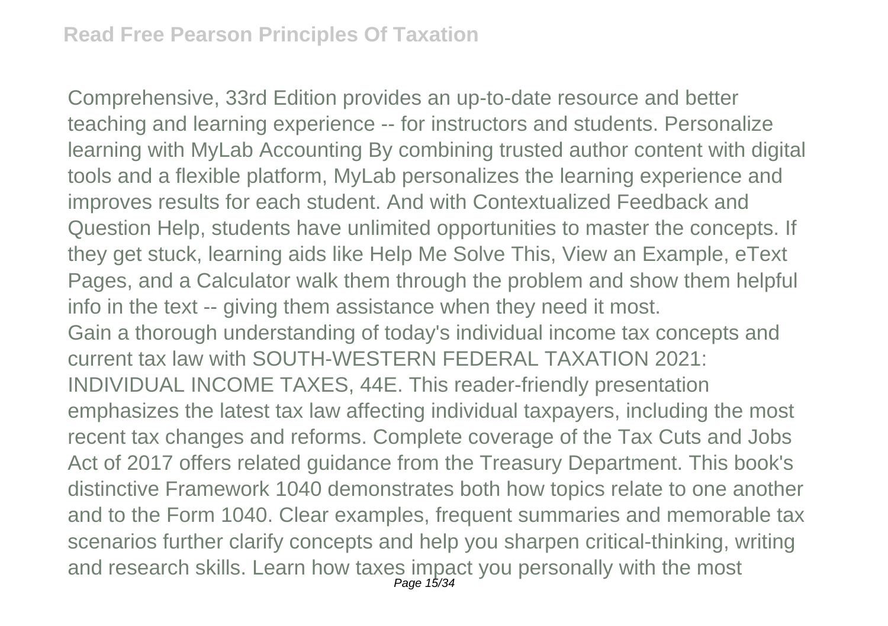Comprehensive, 33rd Edition provides an up-to-date resource and better teaching and learning experience -- for instructors and students. Personalize learning with MyLab Accounting By combining trusted author content with digital tools and a flexible platform, MyLab personalizes the learning experience and improves results for each student. And with Contextualized Feedback and Question Help, students have unlimited opportunities to master the concepts. If they get stuck, learning aids like Help Me Solve This, View an Example, eText Pages, and a Calculator walk them through the problem and show them helpful info in the text -- giving them assistance when they need it most.

Gain a thorough understanding of today's individual income tax concepts and current tax law with SOUTH-WESTERN FEDERAL TAXATION 2021: INDIVIDUAL INCOME TAXES, 44E. This reader-friendly presentation emphasizes the latest tax law affecting individual taxpayers, including the most recent tax changes and reforms. Complete coverage of the Tax Cuts and Jobs Act of 2017 offers related guidance from the Treasury Department. This book's distinctive Framework 1040 demonstrates both how topics relate to one another and to the Form 1040. Clear examples, frequent summaries and memorable tax scenarios further clarify concepts and help you sharpen critical-thinking, writing and research skills. Learn how taxes impact you personally with the most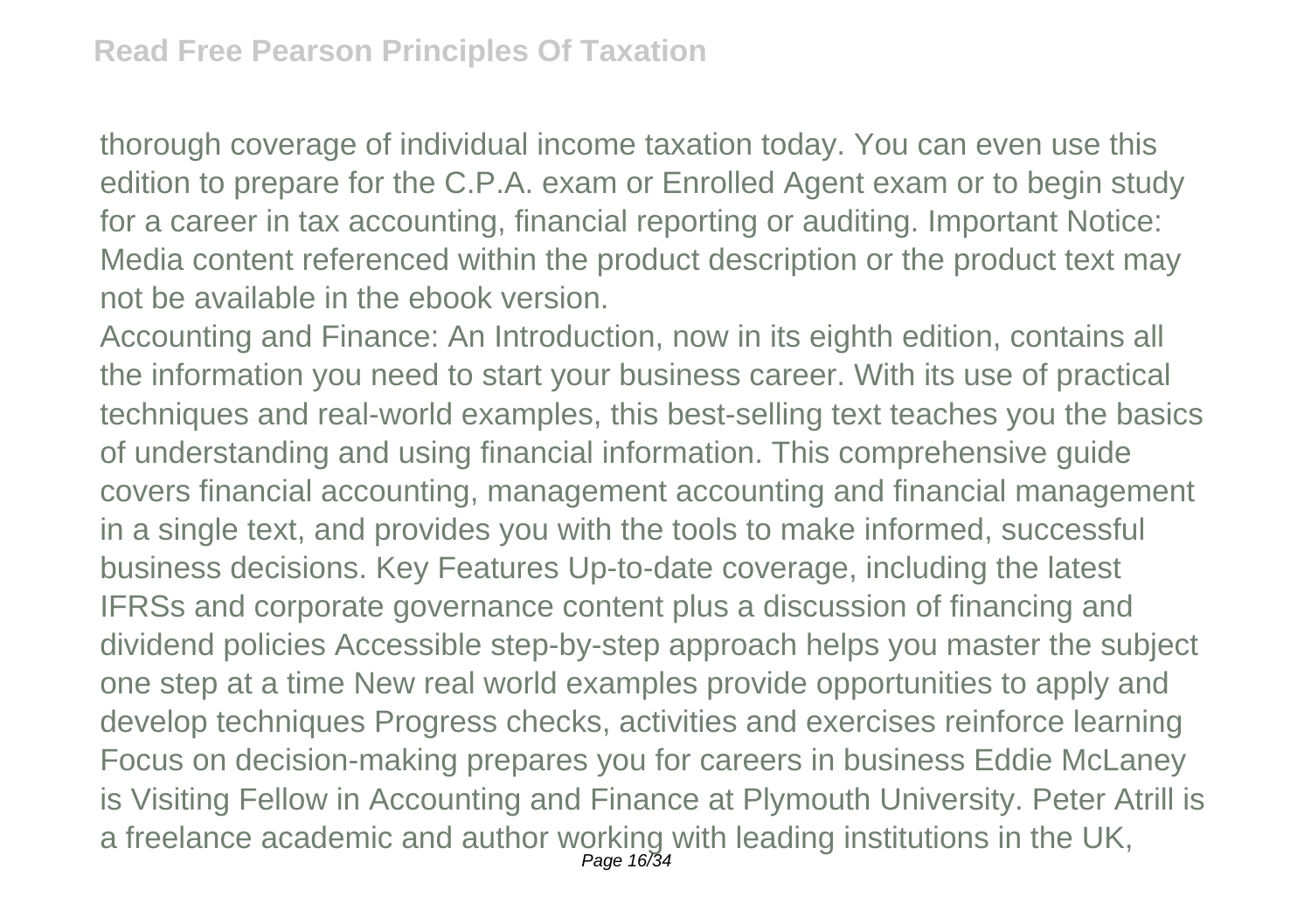thorough coverage of individual income taxation today. You can even use this edition to prepare for the C.P.A. exam or Enrolled Agent exam or to begin study for a career in tax accounting, financial reporting or auditing. Important Notice: Media content referenced within the product description or the product text may not be available in the ebook version.

Accounting and Finance: An Introduction, now in its eighth edition, contains all the information you need to start your business career. With its use of practical techniques and real-world examples, this best-selling text teaches you the basics of understanding and using financial information. This comprehensive guide covers financial accounting, management accounting and financial management in a single text, and provides you with the tools to make informed, successful business decisions. Key Features Up-to-date coverage, including the latest IFRSs and corporate governance content plus a discussion of financing and dividend policies Accessible step-by-step approach helps you master the subject one step at a time New real world examples provide opportunities to apply and develop techniques Progress checks, activities and exercises reinforce learning Focus on decision-making prepares you for careers in business Eddie McLaney is Visiting Fellow in Accounting and Finance at Plymouth University. Peter Atrill is a freelance academic and author working with leading institutions in the UK,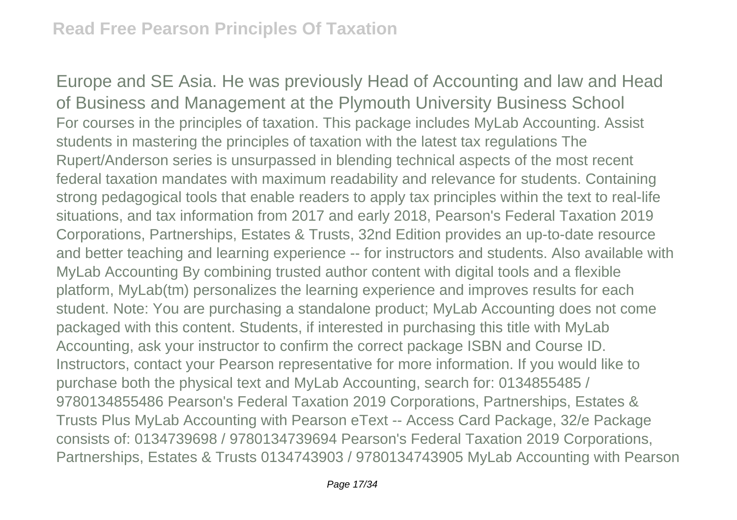Europe and SE Asia. He was previously Head of Accounting and law and Head of Business and Management at the Plymouth University Business School

For courses in the principles of taxation. This package includes MyLab Accounting. Assist students in mastering the principles of taxation with the latest tax regulations The Rupert/Anderson series is unsurpassed in blending technical aspects of the most recent federal taxation mandates with maximum readability and relevance for students. Containing strong pedagogical tools that enable readers to apply tax principles within the text to real-life situations, and tax information from 2017 and early 2018, Pearson's Federal Taxation 2019 Corporations, Partnerships, Estates & Trusts, 32nd Edition provides an up-to-date resource and better teaching and learning experience -- for instructors and students. Also available with MyLab Accounting By combining trusted author content with digital tools and a flexible platform, MyLab(tm) personalizes the learning experience and improves results for each student. Note: You are purchasing a standalone product; MyLab Accounting does not come packaged with this content. Students, if interested in purchasing this title with MyLab Accounting, ask your instructor to confirm the correct package ISBN and Course ID. Instructors, contact your Pearson representative for more information. If you would like to purchase both the physical text and MyLab Accounting, search for: 0134855485 / 9780134855486 Pearson's Federal Taxation 2019 Corporations, Partnerships, Estates & Trusts Plus MyLab Accounting with Pearson eText -- Access Card Package, 32/e Package consists of: 0134739698 / 9780134739694 Pearson's Federal Taxation 2019 Corporations, Partnerships, Estates & Trusts 0134743903 / 9780134743905 MyLab Accounting with Pearson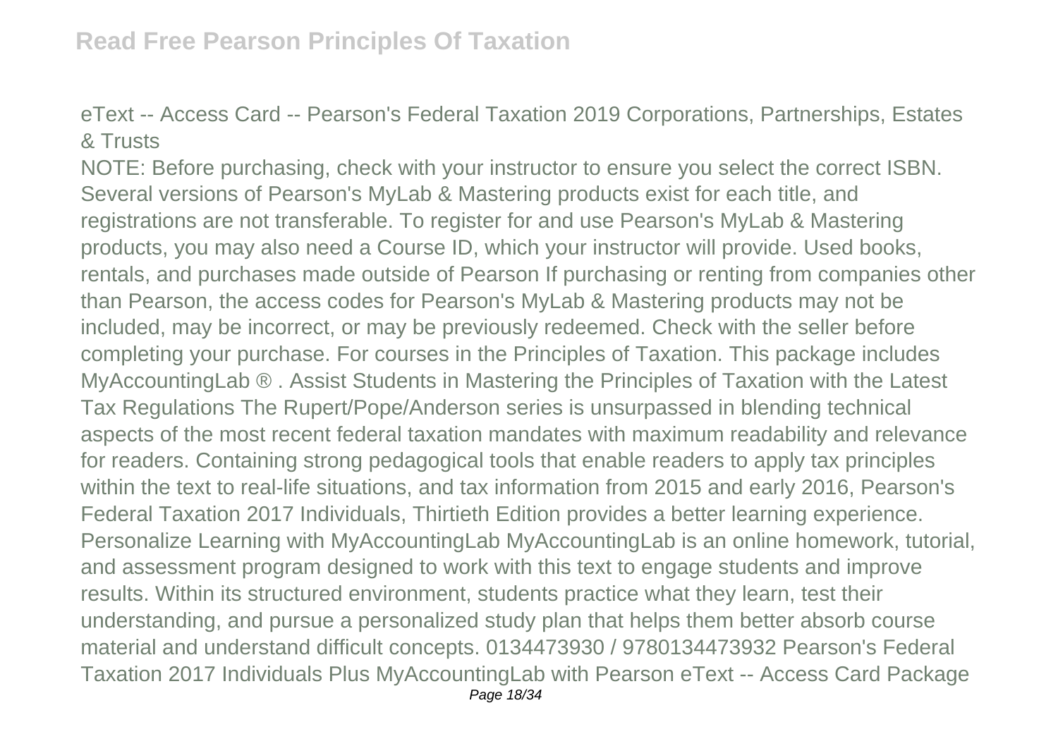eText -- Access Card -- Pearson's Federal Taxation 2019 Corporations, Partnerships, Estates & Trusts

NOTE: Before purchasing, check with your instructor to ensure you select the correct ISBN. Several versions of Pearson's MyLab & Mastering products exist for each title, and registrations are not transferable. To register for and use Pearson's MyLab & Mastering products, you may also need a Course ID, which your instructor will provide. Used books, rentals, and purchases made outside of Pearson If purchasing or renting from companies other than Pearson, the access codes for Pearson's MyLab & Mastering products may not be included, may be incorrect, or may be previously redeemed. Check with the seller before completing your purchase. For courses in the Principles of Taxation. This package includes MyAccountingLab ® . Assist Students in Mastering the Principles of Taxation with the Latest Tax Regulations The Rupert/Pope/Anderson series is unsurpassed in blending technical aspects of the most recent federal taxation mandates with maximum readability and relevance for readers. Containing strong pedagogical tools that enable readers to apply tax principles within the text to real-life situations, and tax information from 2015 and early 2016, Pearson's Federal Taxation 2017 Individuals, Thirtieth Edition provides a better learning experience. Personalize Learning with MyAccountingLab MyAccountingLab is an online homework, tutorial, and assessment program designed to work with this text to engage students and improve results. Within its structured environment, students practice what they learn, test their understanding, and pursue a personalized study plan that helps them better absorb course material and understand difficult concepts. 0134473930 / 9780134473932 Pearson's Federal Taxation 2017 Individuals Plus MyAccountingLab with Pearson eText -- Access Card Package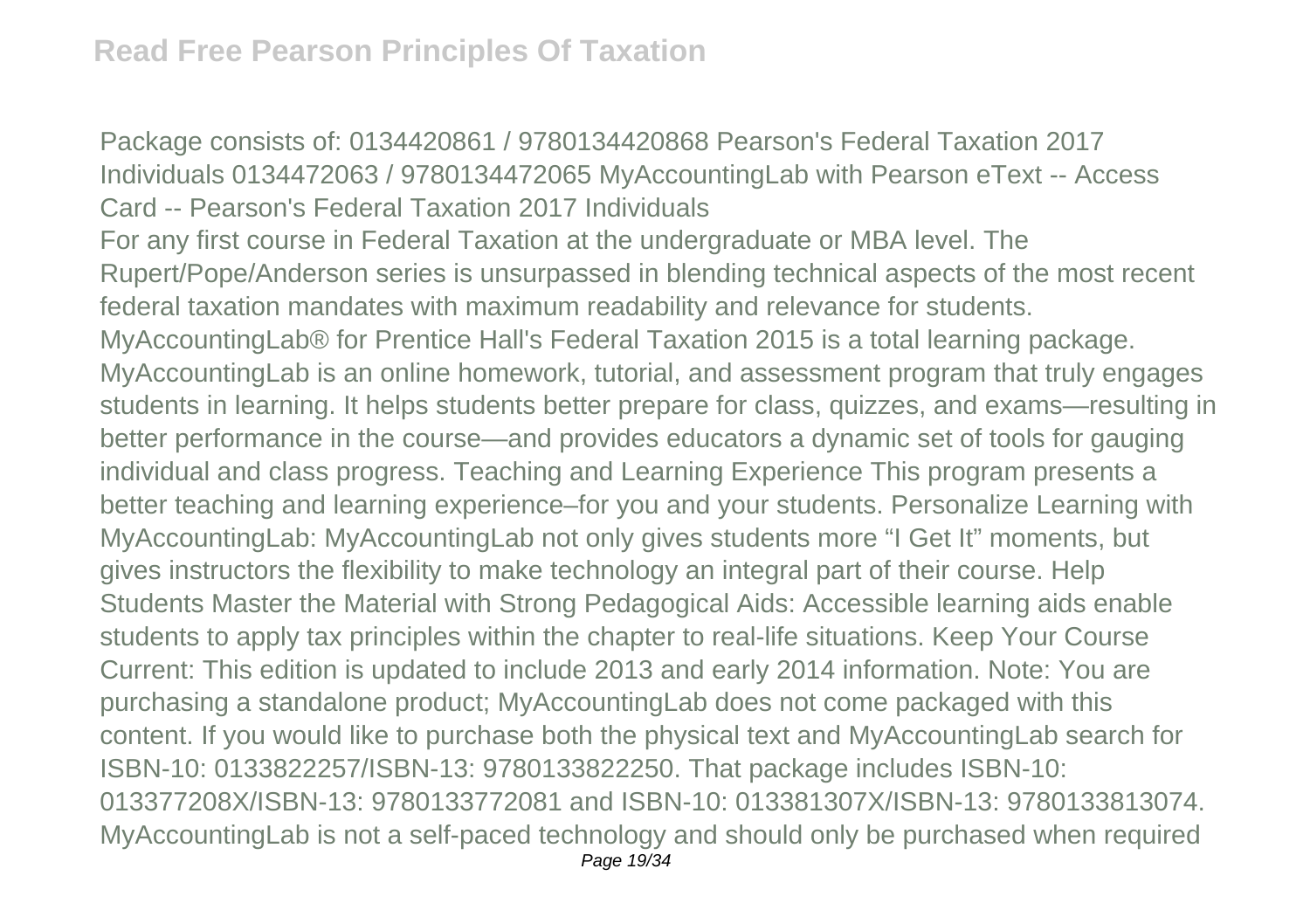Package consists of: 0134420861 / 9780134420868 Pearson's Federal Taxation 2017 Individuals 0134472063 / 9780134472065 MyAccountingLab with Pearson eText -- Access Card -- Pearson's Federal Taxation 2017 Individuals

For any first course in Federal Taxation at the undergraduate or MBA level. The Rupert/Pope/Anderson series is unsurpassed in blending technical aspects of the most recent federal taxation mandates with maximum readability and relevance for students. MyAccountingLab® for Prentice Hall's Federal Taxation 2015 is a total learning package. MyAccountingLab is an online homework, tutorial, and assessment program that truly engages students in learning. It helps students better prepare for class, quizzes, and exams—resulting in better performance in the course—and provides educators a dynamic set of tools for gauging individual and class progress. Teaching and Learning Experience This program presents a better teaching and learning experience–for you and your students. Personalize Learning with MyAccountingLab: MyAccountingLab not only gives students more "I Get It" moments, but gives instructors the flexibility to make technology an integral part of their course. Help Students Master the Material with Strong Pedagogical Aids: Accessible learning aids enable students to apply tax principles within the chapter to real-life situations. Keep Your Course Current: This edition is updated to include 2013 and early 2014 information. Note: You are purchasing a standalone product; MyAccountingLab does not come packaged with this content. If you would like to purchase both the physical text and MyAccountingLab search for ISBN-10: 0133822257/ISBN-13: 9780133822250. That package includes ISBN-10: 013377208X/ISBN-13: 9780133772081 and ISBN-10: 013381307X/ISBN-13: 9780133813074. MyAccountingLab is not a self-paced technology and should only be purchased when required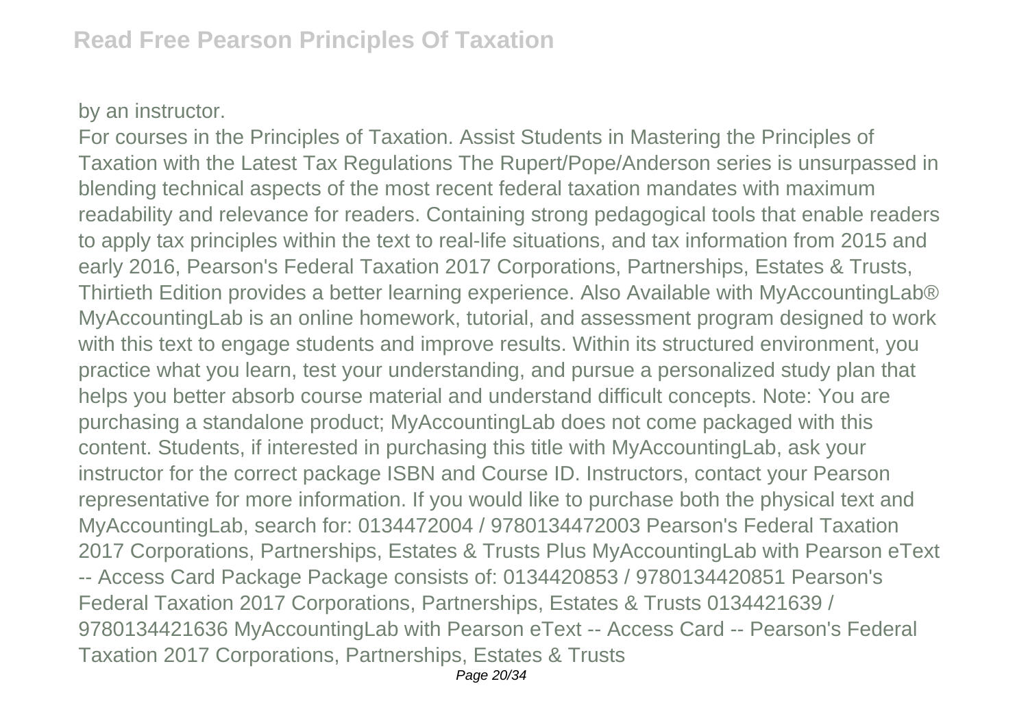by an instructor.

For courses in the Principles of Taxation. Assist Students in Mastering the Principles of Taxation with the Latest Tax Regulations The Rupert/Pope/Anderson series is unsurpassed in blending technical aspects of the most recent federal taxation mandates with maximum readability and relevance for readers. Containing strong pedagogical tools that enable readers to apply tax principles within the text to real-life situations, and tax information from 2015 and early 2016, Pearson's Federal Taxation 2017 Corporations, Partnerships, Estates & Trusts, Thirtieth Edition provides a better learning experience. Also Available with MyAccountingLab® MyAccountingLab is an online homework, tutorial, and assessment program designed to work with this text to engage students and improve results. Within its structured environment, you practice what you learn, test your understanding, and pursue a personalized study plan that helps you better absorb course material and understand difficult concepts. Note: You are purchasing a standalone product; MyAccountingLab does not come packaged with this content. Students, if interested in purchasing this title with MyAccountingLab, ask your instructor for the correct package ISBN and Course ID. Instructors, contact your Pearson representative for more information. If you would like to purchase both the physical text and MyAccountingLab, search for: 0134472004 / 9780134472003 Pearson's Federal Taxation 2017 Corporations, Partnerships, Estates & Trusts Plus MyAccountingLab with Pearson eText -- Access Card Package Package consists of: 0134420853 / 9780134420851 Pearson's Federal Taxation 2017 Corporations, Partnerships, Estates & Trusts 0134421639 / 9780134421636 MyAccountingLab with Pearson eText -- Access Card -- Pearson's Federal Taxation 2017 Corporations, Partnerships, Estates & Trusts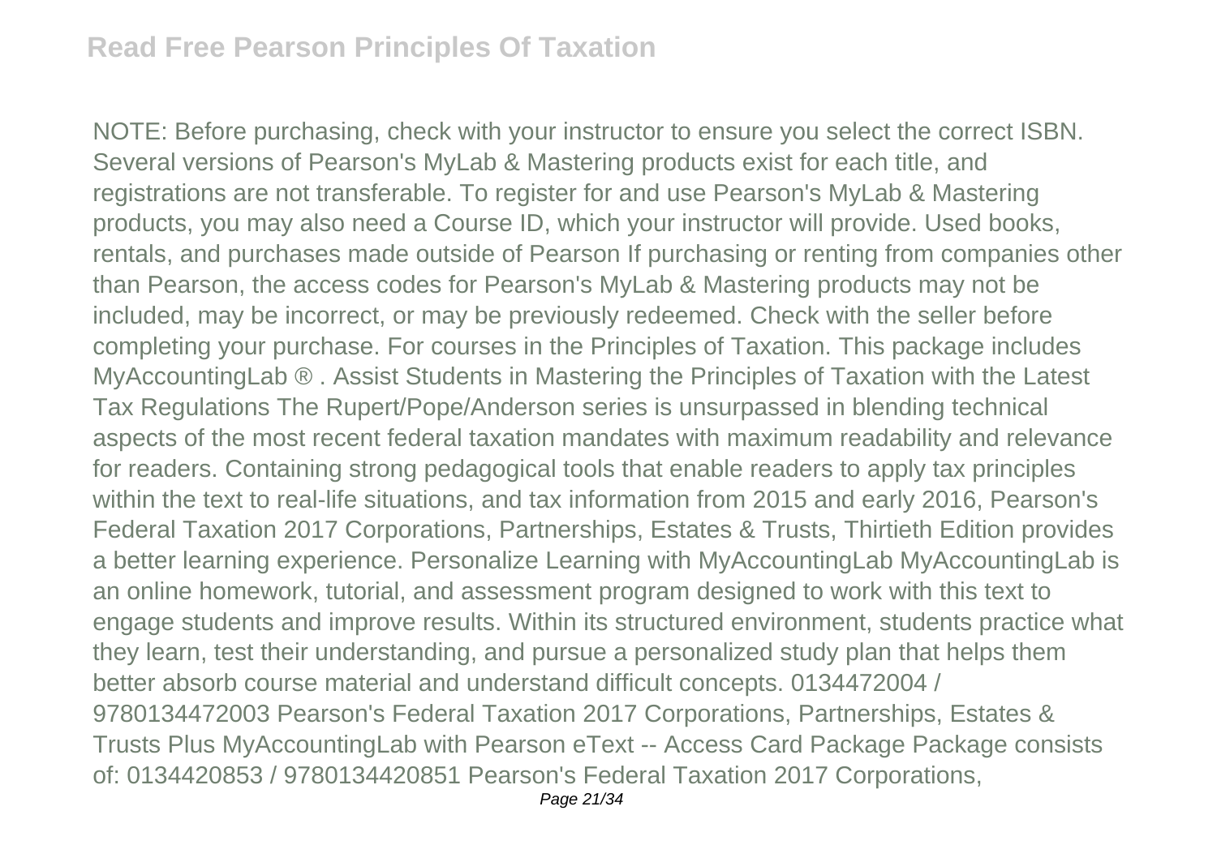NOTE: Before purchasing, check with your instructor to ensure you select the correct ISBN. Several versions of Pearson's MyLab & Mastering products exist for each title, and registrations are not transferable. To register for and use Pearson's MyLab & Mastering products, you may also need a Course ID, which your instructor will provide. Used books, rentals, and purchases made outside of Pearson If purchasing or renting from companies other than Pearson, the access codes for Pearson's MyLab & Mastering products may not be included, may be incorrect, or may be previously redeemed. Check with the seller before completing your purchase. For courses in the Principles of Taxation. This package includes MyAccountingLab ® . Assist Students in Mastering the Principles of Taxation with the Latest Tax Regulations The Rupert/Pope/Anderson series is unsurpassed in blending technical aspects of the most recent federal taxation mandates with maximum readability and relevance for readers. Containing strong pedagogical tools that enable readers to apply tax principles within the text to real-life situations, and tax information from 2015 and early 2016, Pearson's Federal Taxation 2017 Corporations, Partnerships, Estates & Trusts, Thirtieth Edition provides a better learning experience. Personalize Learning with MyAccountingLab MyAccountingLab is an online homework, tutorial, and assessment program designed to work with this text to engage students and improve results. Within its structured environment, students practice what they learn, test their understanding, and pursue a personalized study plan that helps them better absorb course material and understand difficult concepts. 0134472004 / 9780134472003 Pearson's Federal Taxation 2017 Corporations, Partnerships, Estates & Trusts Plus MyAccountingLab with Pearson eText -- Access Card Package Package consists of: 0134420853 / 9780134420851 Pearson's Federal Taxation 2017 Corporations,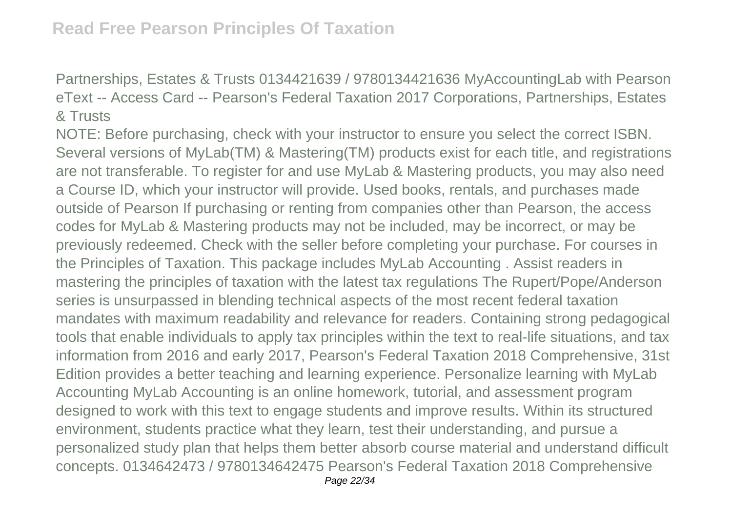Partnerships, Estates & Trusts 0134421639 / 9780134421636 MyAccountingLab with Pearson eText -- Access Card -- Pearson's Federal Taxation 2017 Corporations, Partnerships, Estates & Trusts

NOTE: Before purchasing, check with your instructor to ensure you select the correct ISBN. Several versions of MyLab(TM) & Mastering(TM) products exist for each title, and registrations are not transferable. To register for and use MyLab & Mastering products, you may also need a Course ID, which your instructor will provide. Used books, rentals, and purchases made outside of Pearson If purchasing or renting from companies other than Pearson, the access codes for MyLab & Mastering products may not be included, may be incorrect, or may be previously redeemed. Check with the seller before completing your purchase. For courses in the Principles of Taxation. This package includes MyLab Accounting . Assist readers in mastering the principles of taxation with the latest tax regulations The Rupert/Pope/Anderson series is unsurpassed in blending technical aspects of the most recent federal taxation mandates with maximum readability and relevance for readers. Containing strong pedagogical tools that enable individuals to apply tax principles within the text to real-life situations, and tax information from 2016 and early 2017, Pearson's Federal Taxation 2018 Comprehensive, 31st Edition provides a better teaching and learning experience. Personalize learning with MyLab Accounting MyLab Accounting is an online homework, tutorial, and assessment program designed to work with this text to engage students and improve results. Within its structured environment, students practice what they learn, test their understanding, and pursue a personalized study plan that helps them better absorb course material and understand difficult concepts. 0134642473 / 9780134642475 Pearson's Federal Taxation 2018 Comprehensive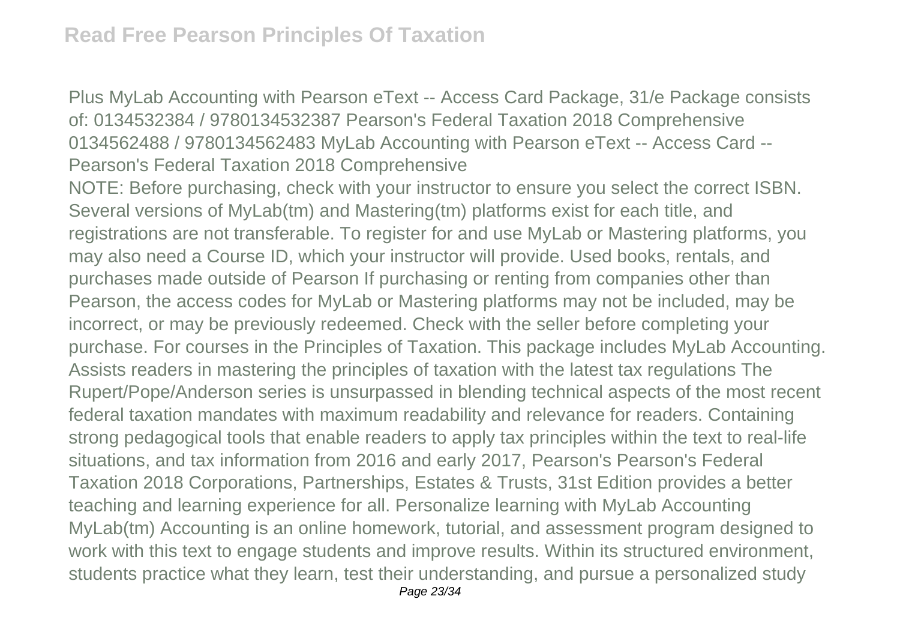Plus MyLab Accounting with Pearson eText -- Access Card Package, 31/e Package consists of: 0134532384 / 9780134532387 Pearson's Federal Taxation 2018 Comprehensive 0134562488 / 9780134562483 MyLab Accounting with Pearson eText -- Access Card -- Pearson's Federal Taxation 2018 Comprehensive

NOTE: Before purchasing, check with your instructor to ensure you select the correct ISBN. Several versions of MyLab(tm) and Mastering(tm) platforms exist for each title, and registrations are not transferable. To register for and use MyLab or Mastering platforms, you may also need a Course ID, which your instructor will provide. Used books, rentals, and purchases made outside of Pearson If purchasing or renting from companies other than Pearson, the access codes for MyLab or Mastering platforms may not be included, may be incorrect, or may be previously redeemed. Check with the seller before completing your purchase. For courses in the Principles of Taxation. This package includes MyLab Accounting. Assists readers in mastering the principles of taxation with the latest tax regulations The Rupert/Pope/Anderson series is unsurpassed in blending technical aspects of the most recent federal taxation mandates with maximum readability and relevance for readers. Containing strong pedagogical tools that enable readers to apply tax principles within the text to real-life situations, and tax information from 2016 and early 2017, Pearson's Pearson's Federal Taxation 2018 Corporations, Partnerships, Estates & Trusts, 31st Edition provides a better teaching and learning experience for all. Personalize learning with MyLab Accounting MyLab(tm) Accounting is an online homework, tutorial, and assessment program designed to work with this text to engage students and improve results. Within its structured environment, students practice what they learn, test their understanding, and pursue a personalized study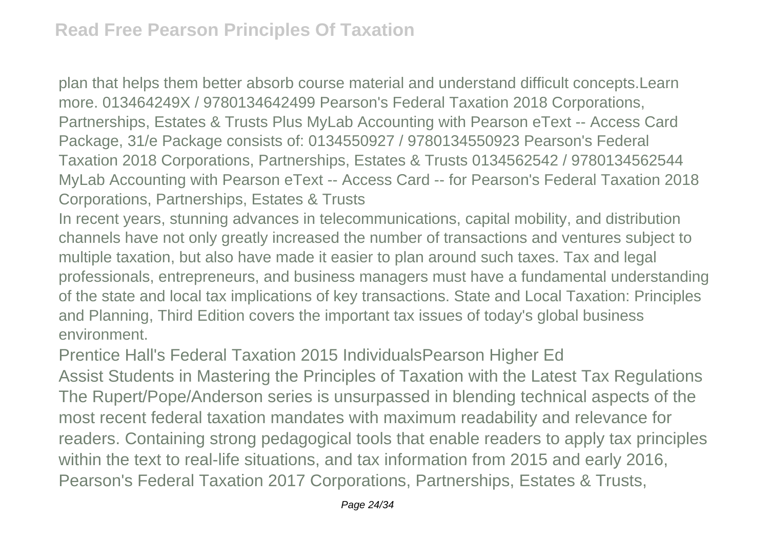plan that helps them better absorb course material and understand difficult concepts.Learn more. 013464249X / 9780134642499 Pearson's Federal Taxation 2018 Corporations, Partnerships, Estates & Trusts Plus MyLab Accounting with Pearson eText -- Access Card Package, 31/e Package consists of: 0134550927 / 9780134550923 Pearson's Federal Taxation 2018 Corporations, Partnerships, Estates & Trusts 0134562542 / 9780134562544 MyLab Accounting with Pearson eText -- Access Card -- for Pearson's Federal Taxation 2018 Corporations, Partnerships, Estates & Trusts

In recent years, stunning advances in telecommunications, capital mobility, and distribution channels have not only greatly increased the number of transactions and ventures subject to multiple taxation, but also have made it easier to plan around such taxes. Tax and legal professionals, entrepreneurs, and business managers must have a fundamental understanding of the state and local tax implications of key transactions. State and Local Taxation: Principles and Planning, Third Edition covers the important tax issues of today's global business environment.

Prentice Hall's Federal Taxation 2015 IndividualsPearson Higher Ed

Assist Students in Mastering the Principles of Taxation with the Latest Tax Regulations The Rupert/Pope/Anderson series is unsurpassed in blending technical aspects of the most recent federal taxation mandates with maximum readability and relevance for readers. Containing strong pedagogical tools that enable readers to apply tax principles within the text to real-life situations, and tax information from 2015 and early 2016, Pearson's Federal Taxation 2017 Corporations, Partnerships, Estates & Trusts,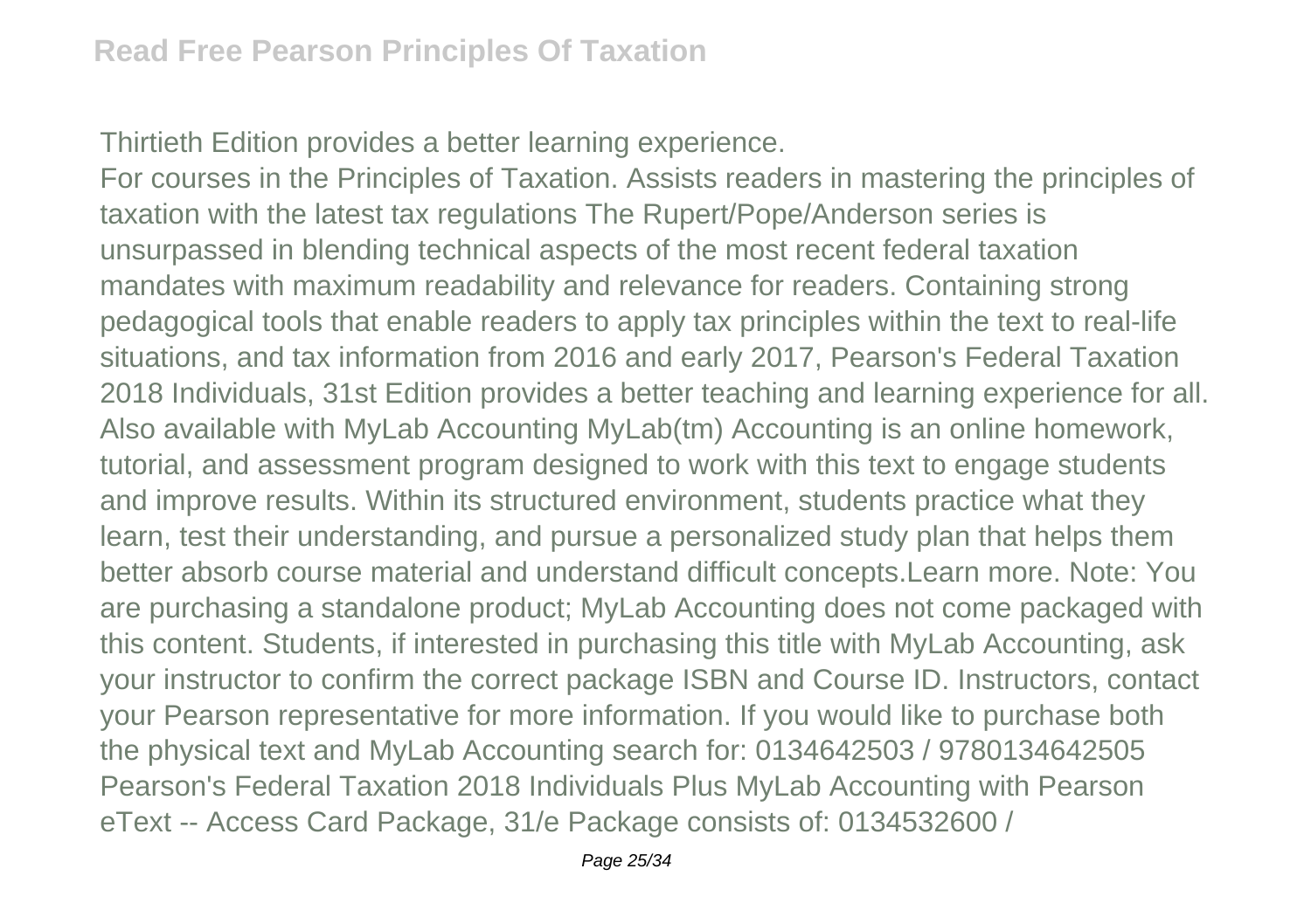Thirtieth Edition provides a better learning experience.

For courses in the Principles of Taxation. Assists readers in mastering the principles of taxation with the latest tax regulations The Rupert/Pope/Anderson series is unsurpassed in blending technical aspects of the most recent federal taxation mandates with maximum readability and relevance for readers. Containing strong pedagogical tools that enable readers to apply tax principles within the text to real-life situations, and tax information from 2016 and early 2017, Pearson's Federal Taxation 2018 Individuals, 31st Edition provides a better teaching and learning experience for all. Also available with MyLab Accounting MyLab(tm) Accounting is an online homework, tutorial, and assessment program designed to work with this text to engage students and improve results. Within its structured environment, students practice what they learn, test their understanding, and pursue a personalized study plan that helps them better absorb course material and understand difficult concepts.Learn more. Note: You are purchasing a standalone product; MyLab Accounting does not come packaged with this content. Students, if interested in purchasing this title with MyLab Accounting, ask your instructor to confirm the correct package ISBN and Course ID. Instructors, contact your Pearson representative for more information. If you would like to purchase both the physical text and MyLab Accounting search for: 0134642503 / 9780134642505 Pearson's Federal Taxation 2018 Individuals Plus MyLab Accounting with Pearson eText -- Access Card Package, 31/e Package consists of: 0134532600 /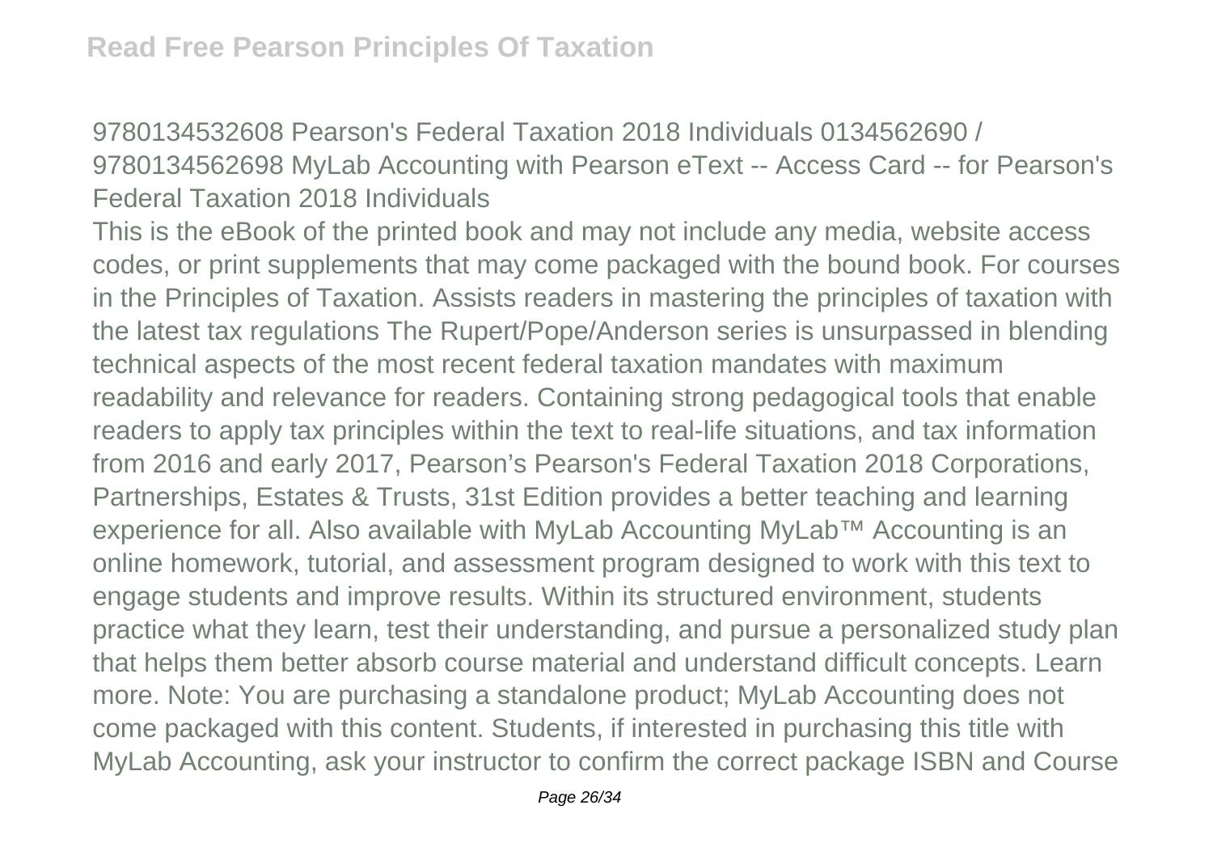9780134532608 Pearson's Federal Taxation 2018 Individuals 0134562690 / 9780134562698 MyLab Accounting with Pearson eText -- Access Card -- for Pearson's Federal Taxation 2018 Individuals

This is the eBook of the printed book and may not include any media, website access codes, or print supplements that may come packaged with the bound book. For courses in the Principles of Taxation. Assists readers in mastering the principles of taxation with the latest tax regulations The Rupert/Pope/Anderson series is unsurpassed in blending technical aspects of the most recent federal taxation mandates with maximum readability and relevance for readers. Containing strong pedagogical tools that enable readers to apply tax principles within the text to real-life situations, and tax information from 2016 and early 2017, Pearson's Pearson's Federal Taxation 2018 Corporations, Partnerships, Estates & Trusts, 31st Edition provides a better teaching and learning experience for all. Also available with MyLab Accounting MyLab™ Accounting is an online homework, tutorial, and assessment program designed to work with this text to engage students and improve results. Within its structured environment, students practice what they learn, test their understanding, and pursue a personalized study plan that helps them better absorb course material and understand difficult concepts. Learn more. Note: You are purchasing a standalone product; MyLab Accounting does not come packaged with this content. Students, if interested in purchasing this title with MyLab Accounting, ask your instructor to confirm the correct package ISBN and Course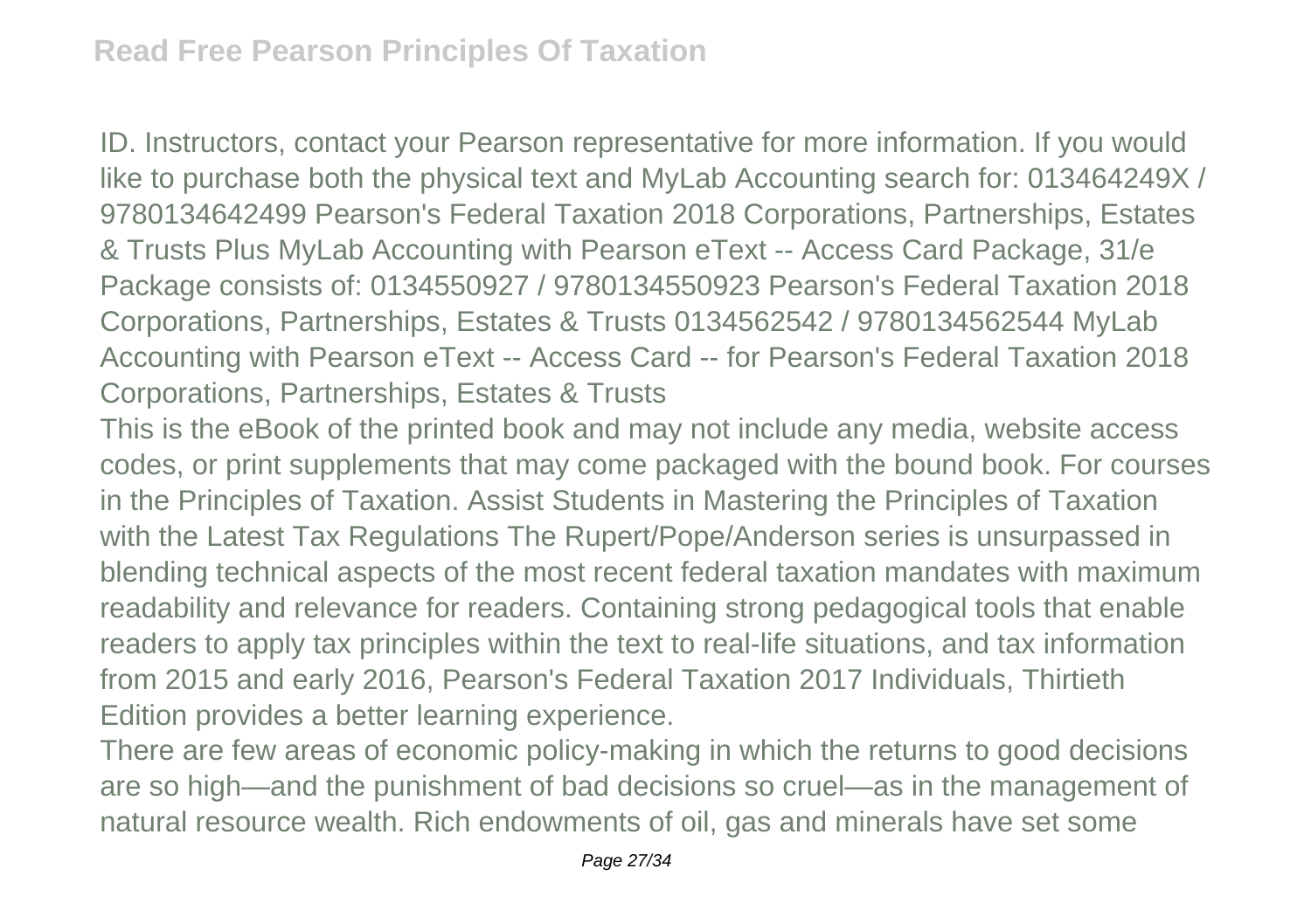ID. Instructors, contact your Pearson representative for more information. If you would like to purchase both the physical text and MyLab Accounting search for: 013464249X / 9780134642499 Pearson's Federal Taxation 2018 Corporations, Partnerships, Estates & Trusts Plus MyLab Accounting with Pearson eText -- Access Card Package, 31/e Package consists of: 0134550927 / 9780134550923 Pearson's Federal Taxation 2018 Corporations, Partnerships, Estates & Trusts 0134562542 / 9780134562544 MyLab Accounting with Pearson eText -- Access Card -- for Pearson's Federal Taxation 2018 Corporations, Partnerships, Estates & Trusts

This is the eBook of the printed book and may not include any media, website access codes, or print supplements that may come packaged with the bound book. For courses in the Principles of Taxation. Assist Students in Mastering the Principles of Taxation with the Latest Tax Regulations The Rupert/Pope/Anderson series is unsurpassed in blending technical aspects of the most recent federal taxation mandates with maximum readability and relevance for readers. Containing strong pedagogical tools that enable readers to apply tax principles within the text to real-life situations, and tax information from 2015 and early 2016, Pearson's Federal Taxation 2017 Individuals, Thirtieth Edition provides a better learning experience.

There are few areas of economic policy-making in which the returns to good decisions are so high—and the punishment of bad decisions so cruel—as in the management of natural resource wealth. Rich endowments of oil, gas and minerals have set some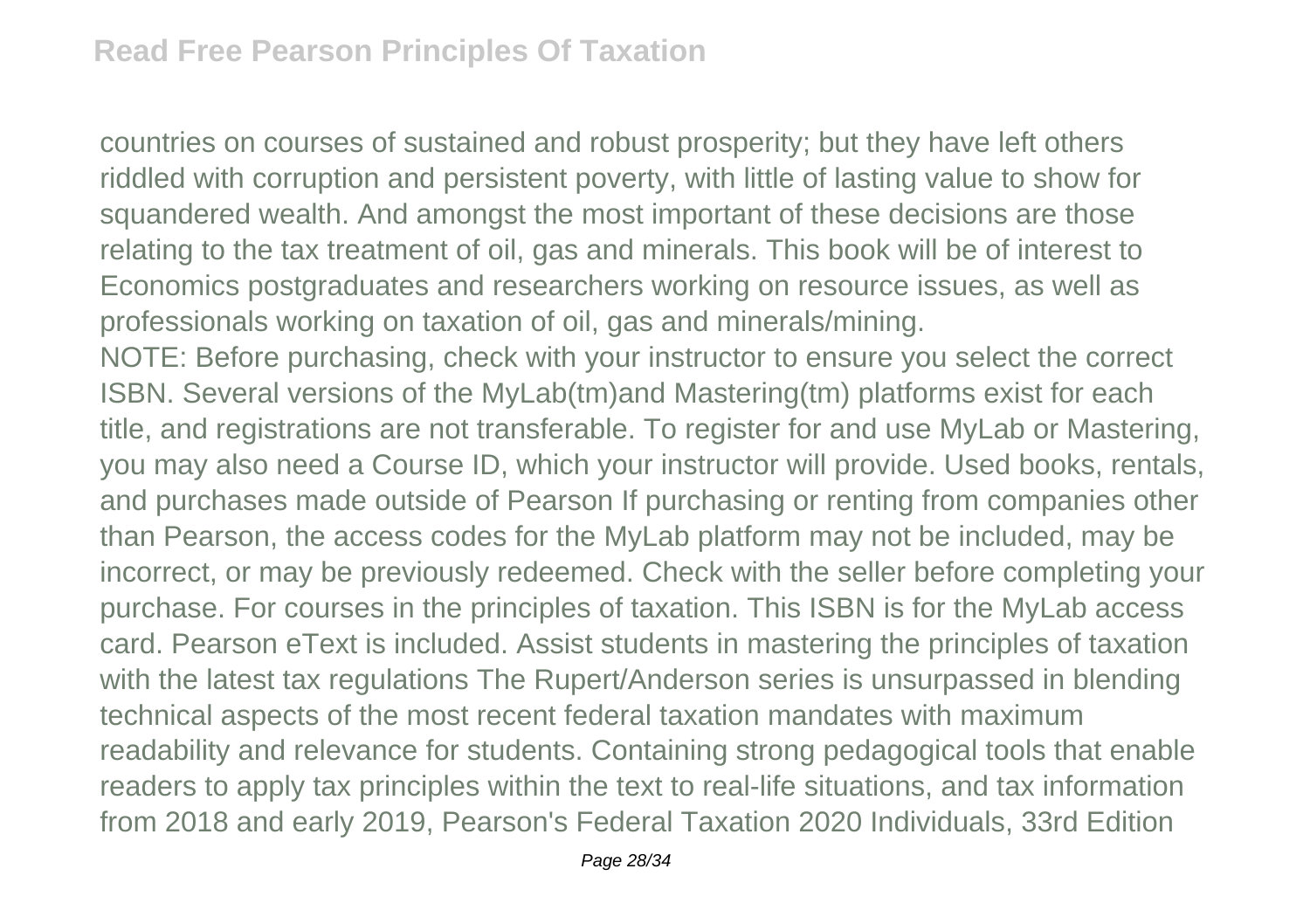countries on courses of sustained and robust prosperity; but they have left others riddled with corruption and persistent poverty, with little of lasting value to show for squandered wealth. And amongst the most important of these decisions are those relating to the tax treatment of oil, gas and minerals. This book will be of interest to Economics postgraduates and researchers working on resource issues, as well as professionals working on taxation of oil, gas and minerals/mining.

NOTE: Before purchasing, check with your instructor to ensure you select the correct ISBN. Several versions of the MyLab(tm)and Mastering(tm) platforms exist for each title, and registrations are not transferable. To register for and use MyLab or Mastering, you may also need a Course ID, which your instructor will provide. Used books, rentals, and purchases made outside of Pearson If purchasing or renting from companies other than Pearson, the access codes for the MyLab platform may not be included, may be incorrect, or may be previously redeemed. Check with the seller before completing your purchase. For courses in the principles of taxation. This ISBN is for the MyLab access card. Pearson eText is included. Assist students in mastering the principles of taxation with the latest tax regulations The Rupert/Anderson series is unsurpassed in blending technical aspects of the most recent federal taxation mandates with maximum readability and relevance for students. Containing strong pedagogical tools that enable readers to apply tax principles within the text to real-life situations, and tax information from 2018 and early 2019, Pearson's Federal Taxation 2020 Individuals, 33rd Edition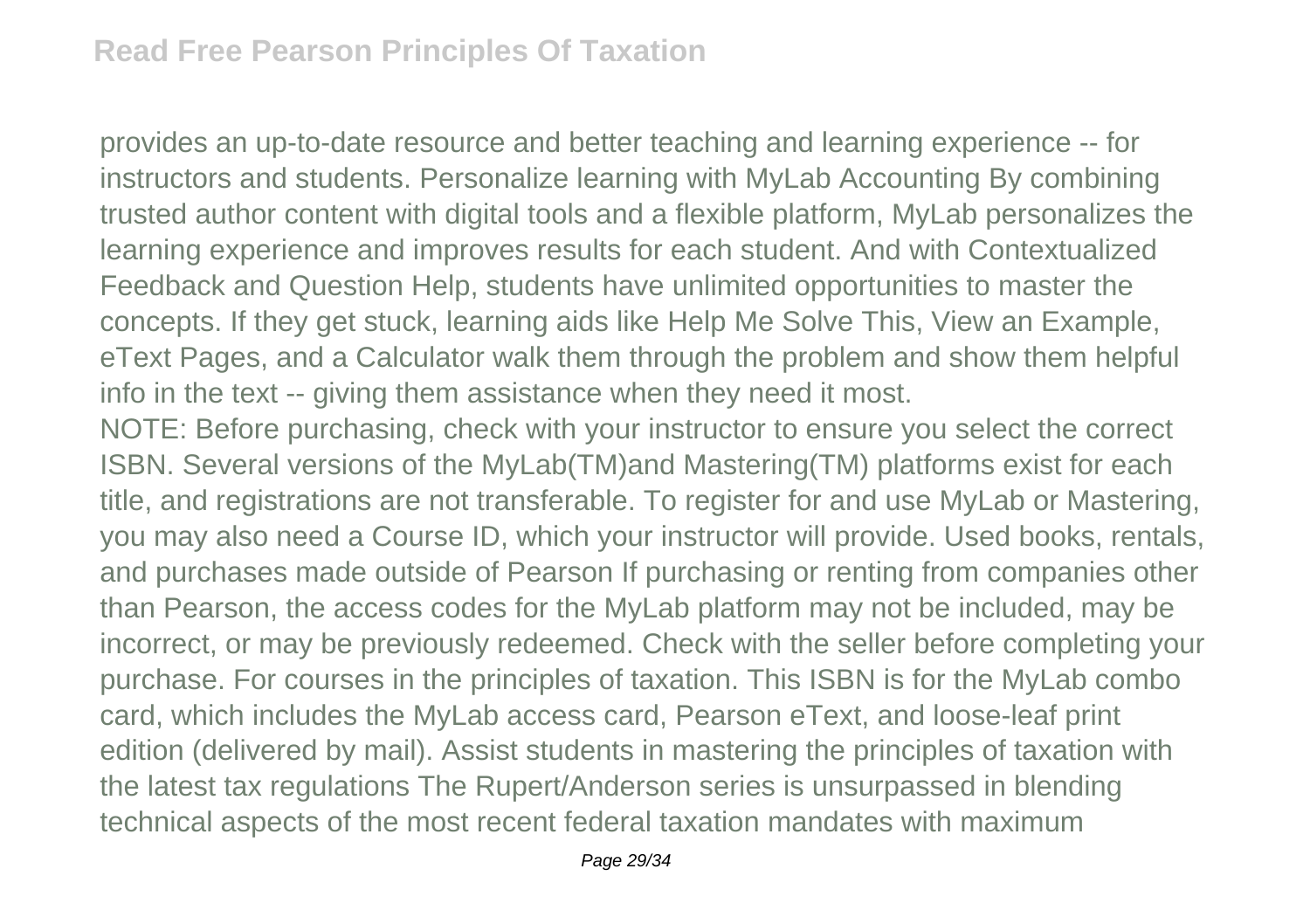provides an up-to-date resource and better teaching and learning experience -- for instructors and students. Personalize learning with MyLab Accounting By combining trusted author content with digital tools and a flexible platform, MyLab personalizes the learning experience and improves results for each student. And with Contextualized Feedback and Question Help, students have unlimited opportunities to master the concepts. If they get stuck, learning aids like Help Me Solve This, View an Example, eText Pages, and a Calculator walk them through the problem and show them helpful info in the text -- giving them assistance when they need it most.

NOTE: Before purchasing, check with your instructor to ensure you select the correct ISBN. Several versions of the MyLab(TM)and Mastering(TM) platforms exist for each title, and registrations are not transferable. To register for and use MyLab or Mastering, you may also need a Course ID, which your instructor will provide. Used books, rentals, and purchases made outside of Pearson If purchasing or renting from companies other than Pearson, the access codes for the MyLab platform may not be included, may be incorrect, or may be previously redeemed. Check with the seller before completing your purchase. For courses in the principles of taxation. This ISBN is for the MyLab combo card, which includes the MyLab access card, Pearson eText, and loose-leaf print edition (delivered by mail). Assist students in mastering the principles of taxation with the latest tax regulations The Rupert/Anderson series is unsurpassed in blending technical aspects of the most recent federal taxation mandates with maximum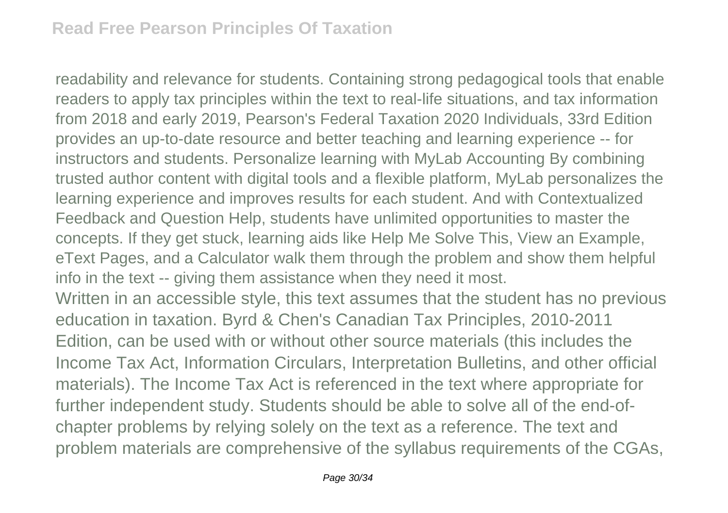readability and relevance for students. Containing strong pedagogical tools that enable readers to apply tax principles within the text to real-life situations, and tax information from 2018 and early 2019, Pearson's Federal Taxation 2020 Individuals, 33rd Edition provides an up-to-date resource and better teaching and learning experience -- for instructors and students. Personalize learning with MyLab Accounting By combining trusted author content with digital tools and a flexible platform, MyLab personalizes the learning experience and improves results for each student. And with Contextualized Feedback and Question Help, students have unlimited opportunities to master the concepts. If they get stuck, learning aids like Help Me Solve This, View an Example, eText Pages, and a Calculator walk them through the problem and show them helpful info in the text -- giving them assistance when they need it most.

Written in an accessible style, this text assumes that the student has no previous education in taxation. Byrd & Chen's Canadian Tax Principles, 2010-2011 Edition, can be used with or without other source materials (this includes the Income Tax Act, Information Circulars, Interpretation Bulletins, and other official materials). The Income Tax Act is referenced in the text where appropriate for further independent study. Students should be able to solve all of the end-of-chapter problems by relying solely on the text as a reference. The text and problem materials are comprehensive of the syllabus requirements of the CGAs,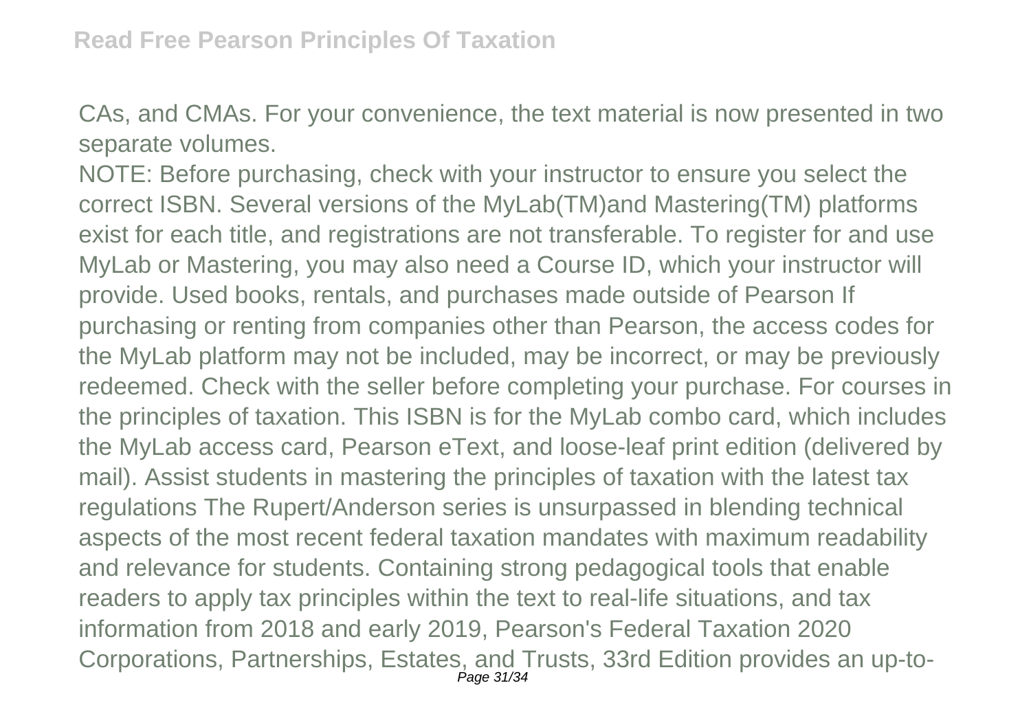CAs, and CMAs. For your convenience, the text material is now presented in two separate volumes.

NOTE: Before purchasing, check with your instructor to ensure you select the correct ISBN. Several versions of the MyLab(TM)and Mastering(TM) platforms exist for each title, and registrations are not transferable. To register for and use MyLab or Mastering, you may also need a Course ID, which your instructor will provide. Used books, rentals, and purchases made outside of Pearson If purchasing or renting from companies other than Pearson, the access codes for the MyLab platform may not be included, may be incorrect, or may be previously redeemed. Check with the seller before completing your purchase. For courses in the principles of taxation. This ISBN is for the MyLab combo card, which includes the MyLab access card, Pearson eText, and loose-leaf print edition (delivered by mail). Assist students in mastering the principles of taxation with the latest tax regulations The Rupert/Anderson series is unsurpassed in blending technical aspects of the most recent federal taxation mandates with maximum readability and relevance for students. Containing strong pedagogical tools that enable readers to apply tax principles within the text to real-life situations, and tax information from 2018 and early 2019, Pearson's Federal Taxation 2020 Corporations, Partnerships, Estates, and Trusts, 33rd Edition provides an up-to-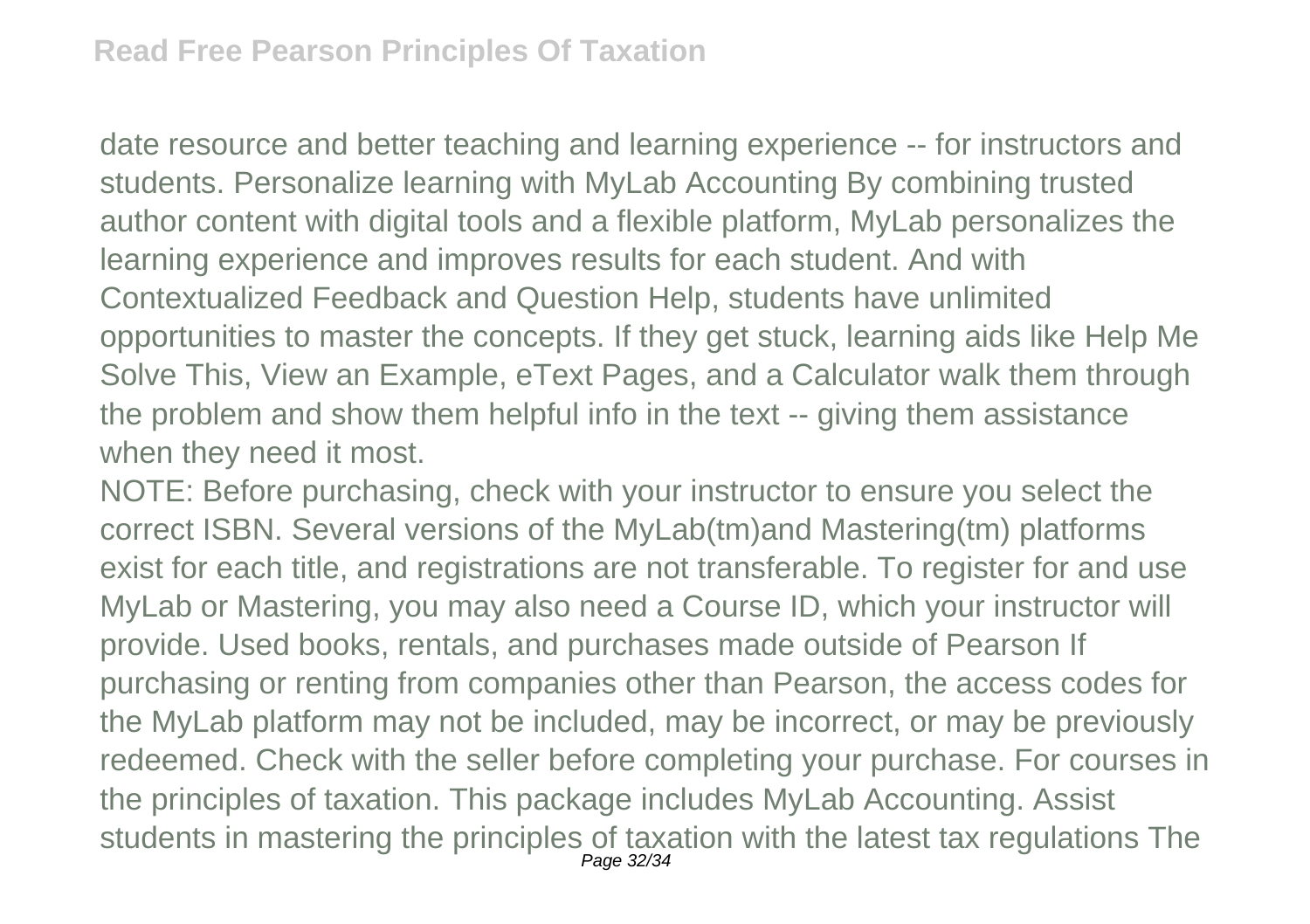date resource and better teaching and learning experience -- for instructors and students. Personalize learning with MyLab Accounting By combining trusted author content with digital tools and a flexible platform, MyLab personalizes the learning experience and improves results for each student. And with Contextualized Feedback and Question Help, students have unlimited opportunities to master the concepts. If they get stuck, learning aids like Help Me Solve This, View an Example, eText Pages, and a Calculator walk them through the problem and show them helpful info in the text -- giving them assistance when they need it most.

NOTE: Before purchasing, check with your instructor to ensure you select the correct ISBN. Several versions of the MyLab(tm)and Mastering(tm) platforms exist for each title, and registrations are not transferable. To register for and use MyLab or Mastering, you may also need a Course ID, which your instructor will provide. Used books, rentals, and purchases made outside of Pearson If purchasing or renting from companies other than Pearson, the access codes for the MyLab platform may not be included, may be incorrect, or may be previously redeemed. Check with the seller before completing your purchase. For courses in the principles of taxation. This package includes MyLab Accounting. Assist students in mastering the principles of taxation with the latest tax regulations The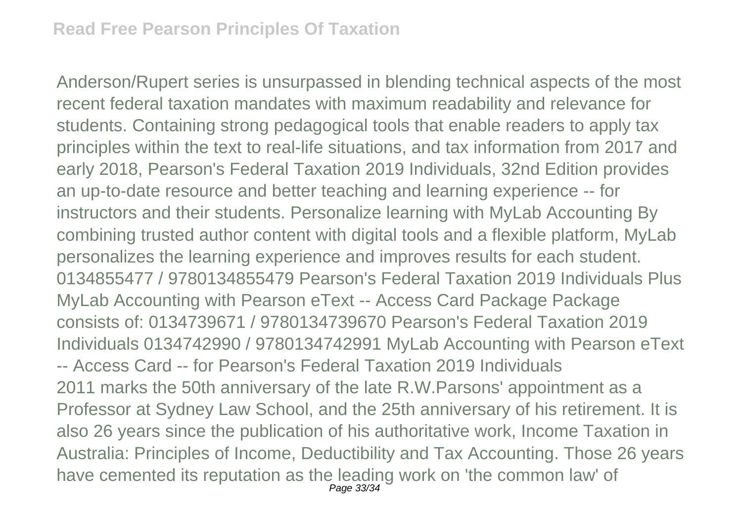Anderson/Rupert series is unsurpassed in blending technical aspects of the most recent federal taxation mandates with maximum readability and relevance for students. Containing strong pedagogical tools that enable readers to apply tax principles within the text to real-life situations, and tax information from 2017 and early 2018, Pearson's Federal Taxation 2019 Individuals, 32nd Edition provides an up-to-date resource and better teaching and learning experience -- for instructors and their students. Personalize learning with MyLab Accounting By combining trusted author content with digital tools and a flexible platform, MyLab personalizes the learning experience and improves results for each student. 0134855477 / 9780134855479 Pearson's Federal Taxation 2019 Individuals Plus MyLab Accounting with Pearson eText -- Access Card Package Package consists of: 0134739671 / 9780134739670 Pearson's Federal Taxation 2019 Individuals 0134742990 / 9780134742991 MyLab Accounting with Pearson eText -- Access Card -- for Pearson's Federal Taxation 2019 Individuals

2011 marks the 50th anniversary of the late R.W.Parsons' appointment as a Professor at Sydney Law School, and the 25th anniversary of his retirement. It is also 26 years since the publication of his authoritative work, Income Taxation in Australia: Principles of Income, Deductibility and Tax Accounting. Those 26 years have cemented its reputation as the leading work on 'the common law' of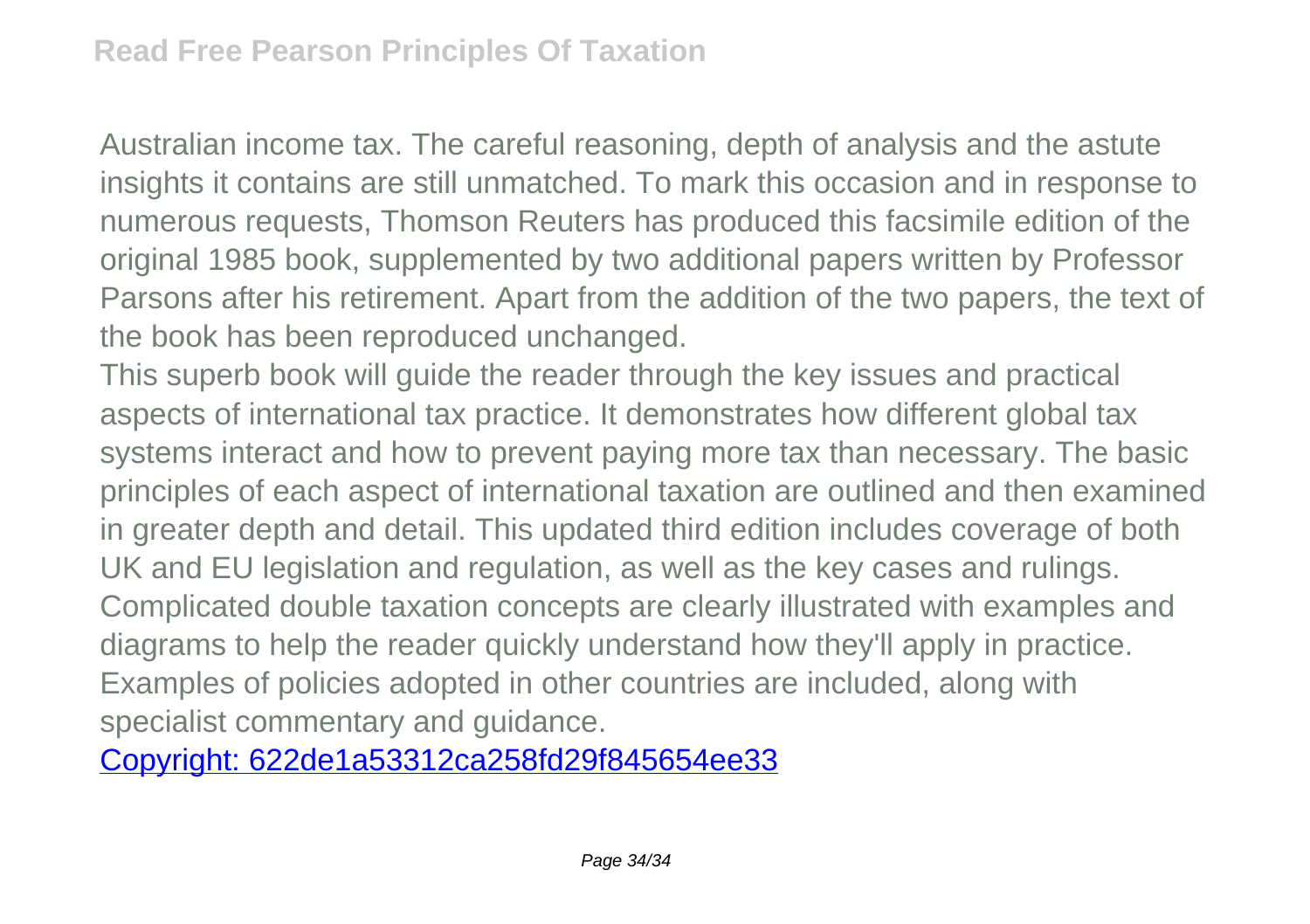Australian income tax. The careful reasoning, depth of analysis and the astute insights it contains are still unmatched. To mark this occasion and in response to numerous requests, Thomson Reuters has produced this facsimile edition of the original 1985 book, supplemented by two additional papers written by Professor Parsons after his retirement. Apart from the addition of the two papers, the text of the book has been reproduced unchanged.

This superb book will guide the reader through the key issues and practical aspects of international tax practice. It demonstrates how different global tax systems interact and how to prevent paying more tax than necessary. The basic principles of each aspect of international taxation are outlined and then examined in greater depth and detail. This updated third edition includes coverage of both UK and EU legislation and regulation, as well as the key cases and rulings. Complicated double taxation concepts are clearly illustrated with examples and diagrams to help the reader quickly understand how they'll apply in practice. Examples of policies adopted in other countries are included, along with specialist commentary and guidance.

Copyright: 622de1a53312ca258fd29f845654ee33